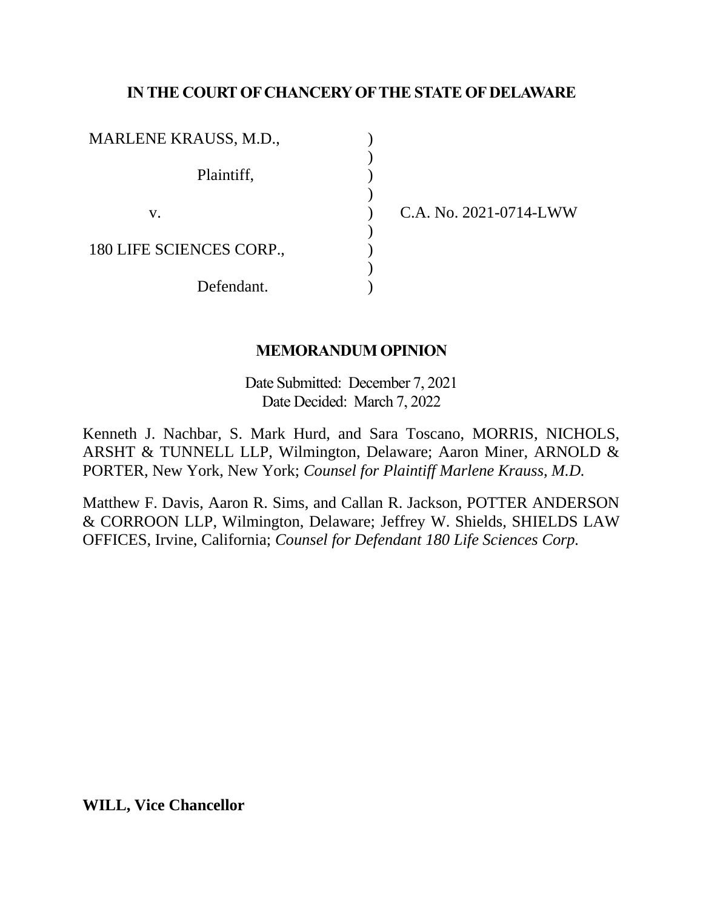**IN THE COURT OF CHANCERY OF THE STATE OF DELAWARE**

| | | |
|---|---|---|
| MARLENE KRAUSS, M.D., | ) | |
| | ) | |
| Plaintiff, | ) | |
| | ) | |
| v. | ) | C.A. No. 2021-0714-LWW |
| | ) | |
| 180 LIFE SCIENCES CORP., | ) | |
| | ) | |
| Defendant. | ) | |

**MEMORANDUM OPINION**

Date Submitted: December 7, 2021
Date Decided: March 7, 2022

Kenneth J. Nachbar, S. Mark Hurd, and Sara Toscano, MORRIS, NICHOLS, ARSHT & TUNNELL LLP, Wilmington, Delaware; Aaron Miner, ARNOLD & PORTER, New York, New York; *Counsel for Plaintiff Marlene Krauss, M.D.*

Matthew F. Davis, Aaron R. Sims, and Callan R. Jackson, POTTER ANDERSON & CORROON LLP, Wilmington, Delaware; Jeffrey W. Shields, SHIELDS LAW OFFICES, Irvine, California; *Counsel for Defendant 180 Life Sciences Corp.*

**WILL, Vice Chancellor**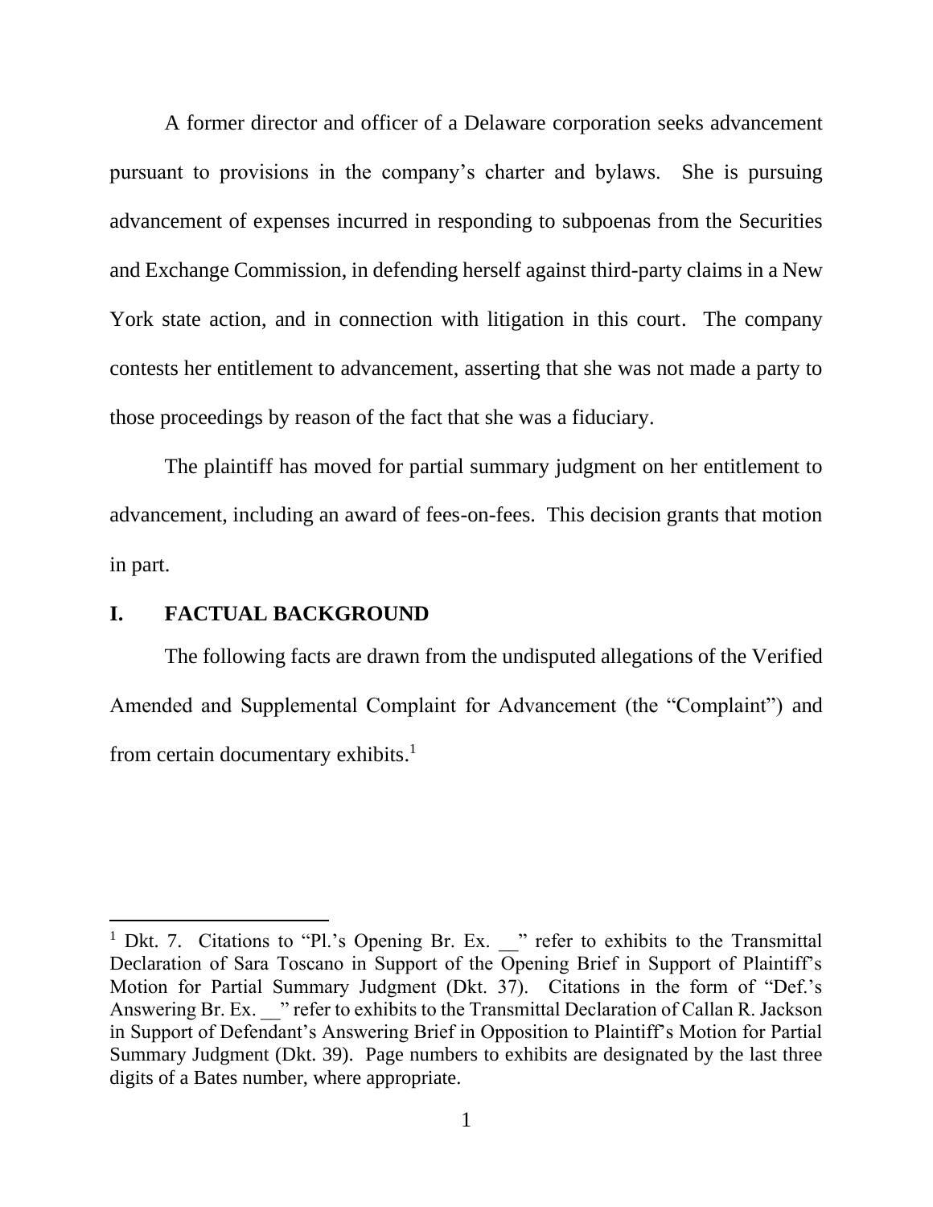A former director and officer of a Delaware corporation seeks advancement pursuant to provisions in the company's charter and bylaws. She is pursuing advancement of expenses incurred in responding to subpoenas from the Securities and Exchange Commission, in defending herself against third-party claims in a New York state action, and in connection with litigation in this court. The company contests her entitlement to advancement, asserting that she was not made a party to those proceedings by reason of the fact that she was a fiduciary.

The plaintiff has moved for partial summary judgment on her entitlement to advancement, including an award of fees-on-fees. This decision grants that motion in part.

## I. FACTUAL BACKGROUND

The following facts are drawn from the undisputed allegations of the Verified Amended and Supplemental Complaint for Advancement (the "Complaint") and from certain documentary exhibits.[1]

---

[1] Dkt. 7. Citations to "Pl.'s Opening Br. Ex. __" refer to exhibits to the Transmittal Declaration of Sara Toscano in Support of the Opening Brief in Support of Plaintiff's Motion for Partial Summary Judgment (Dkt. 37). Citations in the form of "Def.'s Answering Br. Ex. __" refer to exhibits to the Transmittal Declaration of Callan R. Jackson in Support of Defendant's Answering Brief in Opposition to Plaintiff's Motion for Partial Summary Judgment (Dkt. 39). Page numbers to exhibits are designated by the last three digits of a Bates number, where appropriate.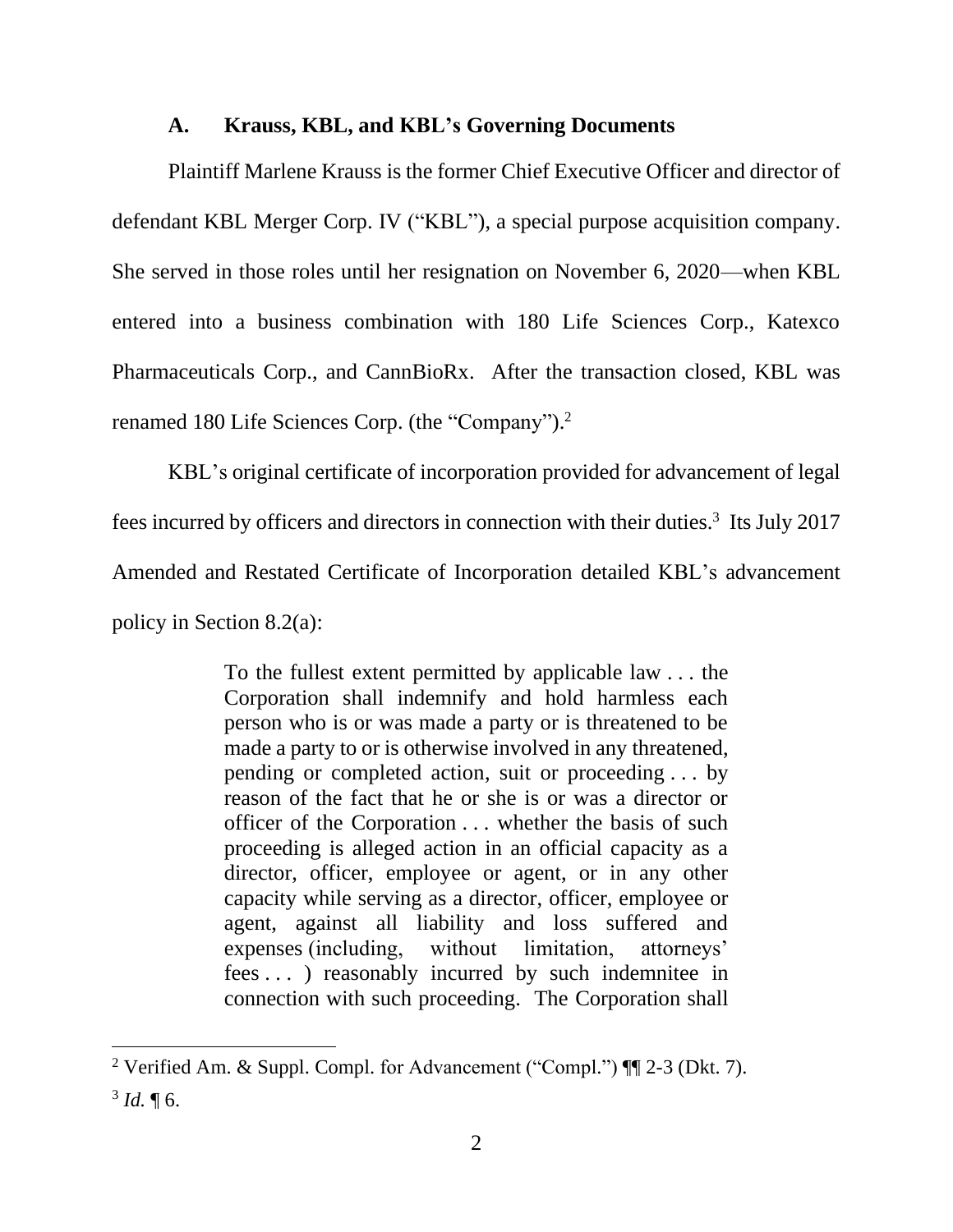### A. Krauss, KBL, and KBL's Governing Documents

Plaintiff Marlene Krauss is the former Chief Executive Officer and director of defendant KBL Merger Corp. IV ("KBL"), a special purpose acquisition company. She served in those roles until her resignation on November 6, 2020—when KBL entered into a business combination with 180 Life Sciences Corp., Katexco Pharmaceuticals Corp., and CannBioRx. After the transaction closed, KBL was renamed 180 Life Sciences Corp. (the "Company").[2]

KBL's original certificate of incorporation provided for advancement of legal fees incurred by officers and directors in connection with their duties.[3] Its July 2017 Amended and Restated Certificate of Incorporation detailed KBL's advancement policy in Section 8.2(a):

> To the fullest extent permitted by applicable law . . . the Corporation shall indemnify and hold harmless each person who is or was made a party or is threatened to be made a party to or is otherwise involved in any threatened, pending or completed action, suit or proceeding . . . by reason of the fact that he or she is or was a director or officer of the Corporation . . . whether the basis of such proceeding is alleged action in an official capacity as a director, officer, employee or agent, or in any other capacity while serving as a director, officer, employee or agent, against all liability and loss suffered and expenses (including, without limitation, attorneys' fees . . . ) reasonably incurred by such indemnitee in connection with such proceeding. The Corporation shall

---

[2] Verified Am. & Suppl. Compl. for Advancement ("Compl.") ¶¶ 2-3 (Dkt. 7).

[3] *Id.* ¶ 6.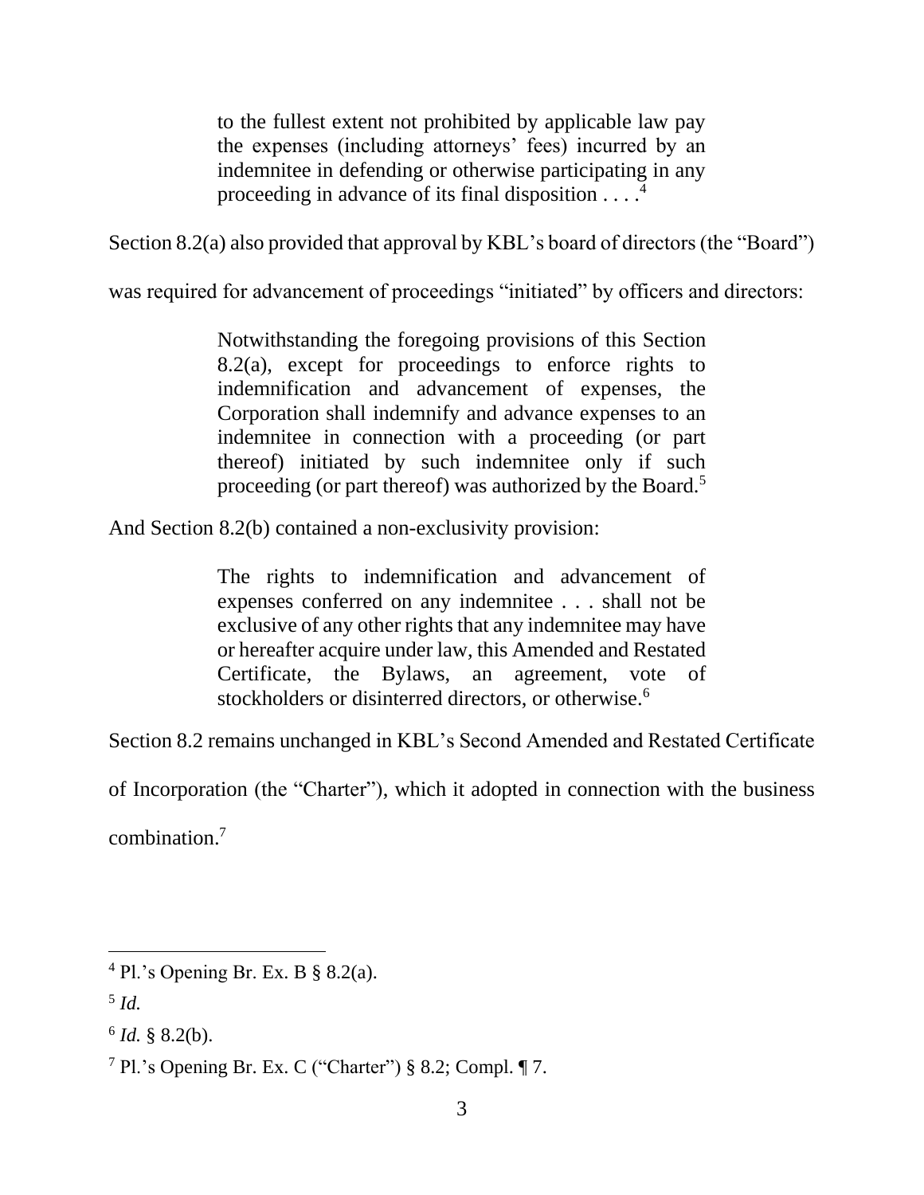> to the fullest extent not prohibited by applicable law pay the expenses (including attorneys' fees) incurred by an indemnitee in defending or otherwise participating in any proceeding in advance of its final disposition . . . .[4]

Section 8.2(a) also provided that approval by KBL's board of directors (the "Board") was required for advancement of proceedings "initiated" by officers and directors:

> Notwithstanding the foregoing provisions of this Section 8.2(a), except for proceedings to enforce rights to indemnification and advancement of expenses, the Corporation shall indemnify and advance expenses to an indemnitee in connection with a proceeding (or part thereof) initiated by such indemnitee only if such proceeding (or part thereof) was authorized by the Board.[5]

And Section 8.2(b) contained a non-exclusivity provision:

> The rights to indemnification and advancement of expenses conferred on any indemnitee . . . shall not be exclusive of any other rights that any indemnitee may have or hereafter acquire under law, this Amended and Restated Certificate, the Bylaws, an agreement, vote of stockholders or disinterred directors, or otherwise.[6]

Section 8.2 remains unchanged in KBL's Second Amended and Restated Certificate of Incorporation (the "Charter"), which it adopted in connection with the business combination.[7]

---

[4] Pl.'s Opening Br. Ex. B § 8.2(a).

[5] *Id.*

[6] *Id.* § 8.2(b).

[7] Pl.'s Opening Br. Ex. C ("Charter") § 8.2; Compl. ¶ 7.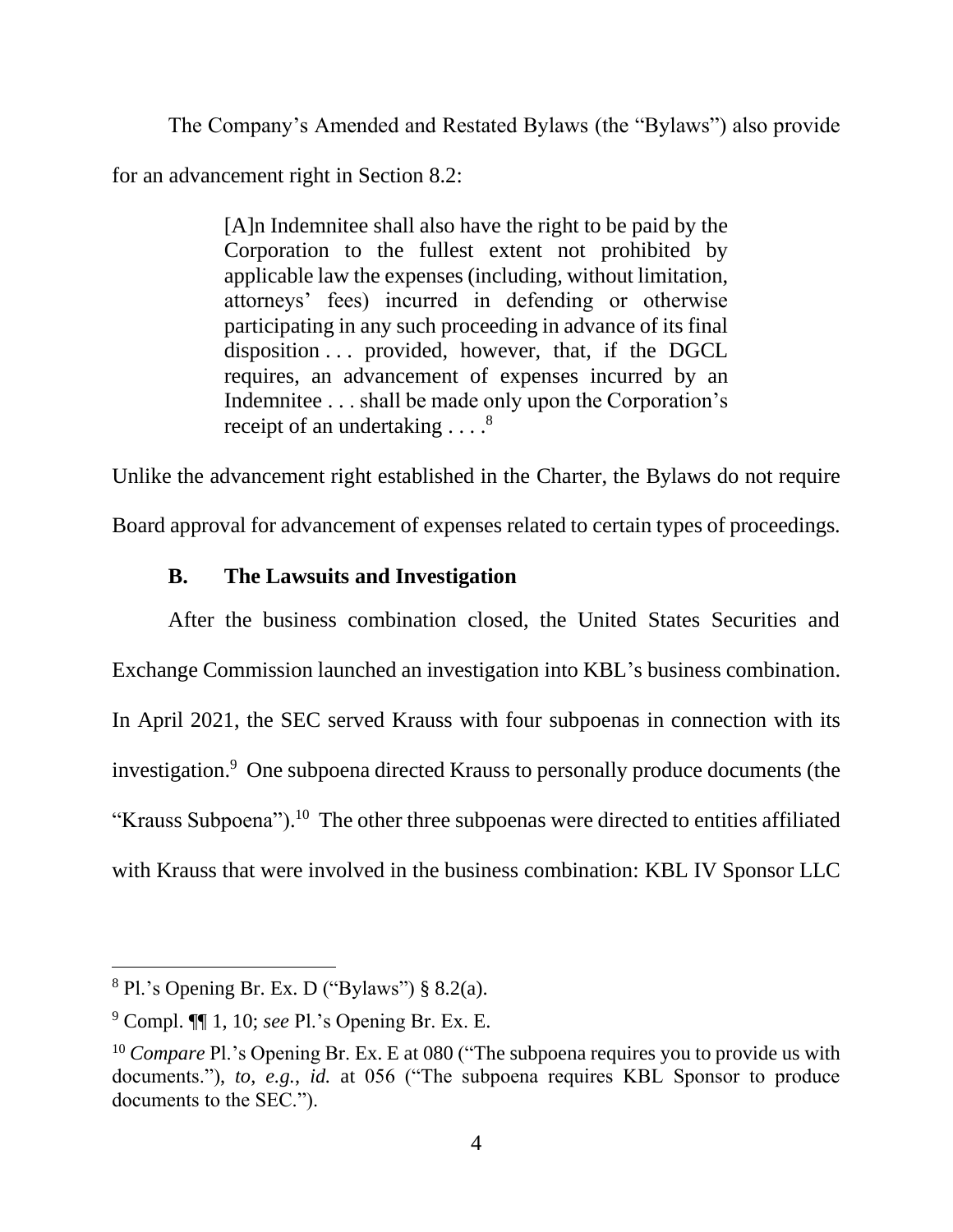The Company's Amended and Restated Bylaws (the "Bylaws") also provide for an advancement right in Section 8.2:

> [A]n Indemnitee shall also have the right to be paid by the Corporation to the fullest extent not prohibited by applicable law the expenses (including, without limitation, attorneys' fees) incurred in defending or otherwise participating in any such proceeding in advance of its final disposition . . . provided, however, that, if the DGCL requires, an advancement of expenses incurred by an Indemnitee . . . shall be made only upon the Corporation's receipt of an undertaking . . . .[8]

Unlike the advancement right established in the Charter, the Bylaws do not require Board approval for advancement of expenses related to certain types of proceedings.

### B. The Lawsuits and Investigation

After the business combination closed, the United States Securities and Exchange Commission launched an investigation into KBL's business combination. In April 2021, the SEC served Krauss with four subpoenas in connection with its investigation.[9] One subpoena directed Krauss to personally produce documents (the "Krauss Subpoena").[10] The other three subpoenas were directed to entities affiliated with Krauss that were involved in the business combination: KBL IV Sponsor LLC

---

[8] Pl.'s Opening Br. Ex. D ("Bylaws") § 8.2(a).

[9] Compl. ¶¶ 1, 10; *see* Pl.'s Opening Br. Ex. E.

[10] *Compare* Pl.'s Opening Br. Ex. E at 080 ("The subpoena requires you to provide us with documents."), *to, e.g.*, *id.* at 056 ("The subpoena requires KBL Sponsor to produce documents to the SEC.").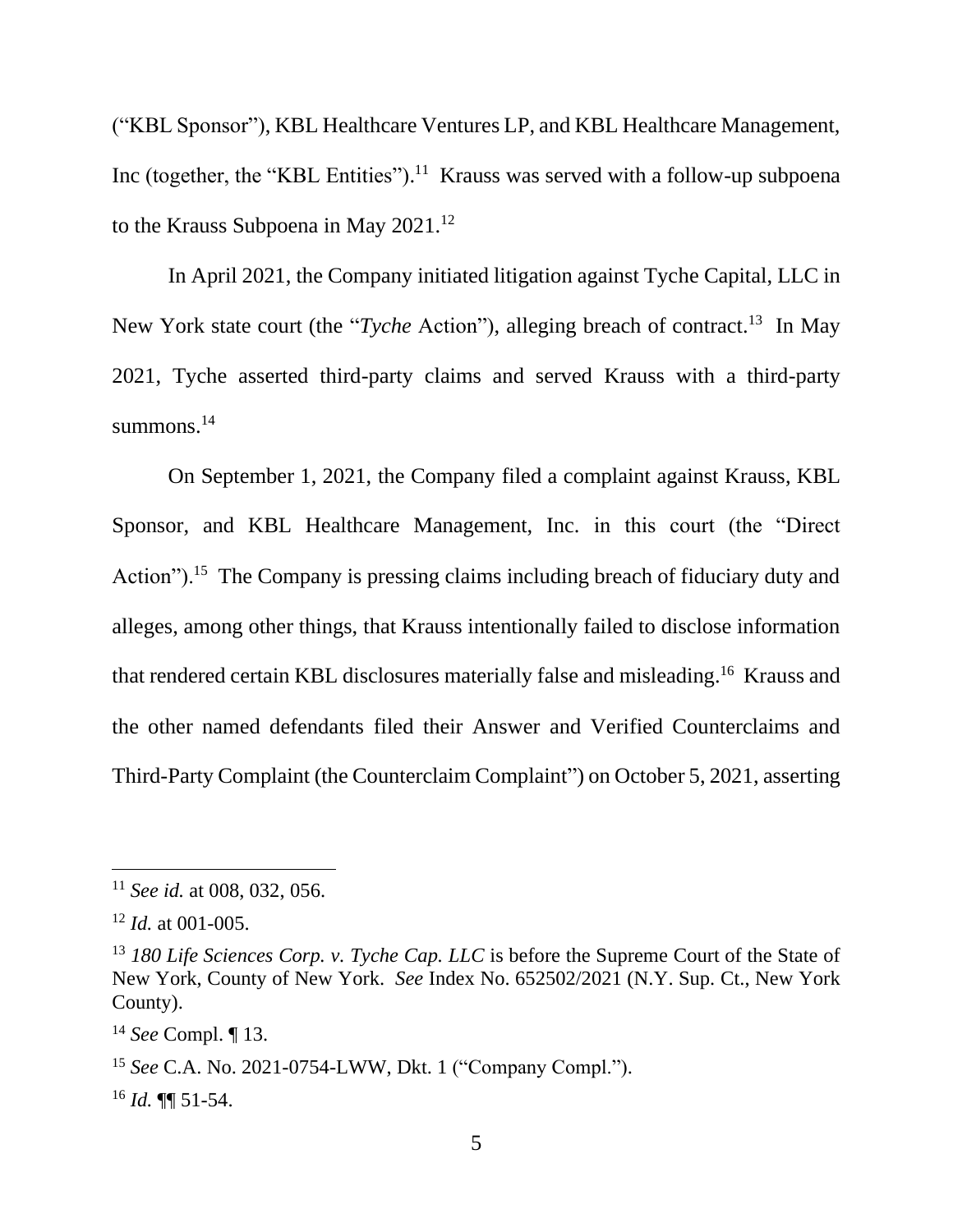("KBL Sponsor"), KBL Healthcare Ventures LP, and KBL Healthcare Management, Inc (together, the "KBL Entities").[11] Krauss was served with a follow-up subpoena to the Krauss Subpoena in May 2021.[12]

In April 2021, the Company initiated litigation against Tyche Capital, LLC in New York state court (the "*Tyche* Action"), alleging breach of contract.[13] In May 2021, Tyche asserted third-party claims and served Krauss with a third-party summons.[14]

On September 1, 2021, the Company filed a complaint against Krauss, KBL Sponsor, and KBL Healthcare Management, Inc. in this court (the "Direct Action").[15] The Company is pressing claims including breach of fiduciary duty and alleges, among other things, that Krauss intentionally failed to disclose information that rendered certain KBL disclosures materially false and misleading.[16] Krauss and the other named defendants filed their Answer and Verified Counterclaims and Third-Party Complaint (the Counterclaim Complaint") on October 5, 2021, asserting

---

[11] *See id.* at 008, 032, 056.

[12] *Id.* at 001-005.

[13] *180 Life Sciences Corp. v. Tyche Cap. LLC* is before the Supreme Court of the State of New York, County of New York. *See* Index No. 652502/2021 (N.Y. Sup. Ct., New York County).

[14] *See* Compl. ¶ 13.

[15] *See* C.A. No. 2021-0754-LWW, Dkt. 1 ("Company Compl.").

[16] *Id.* ¶¶ 51-54.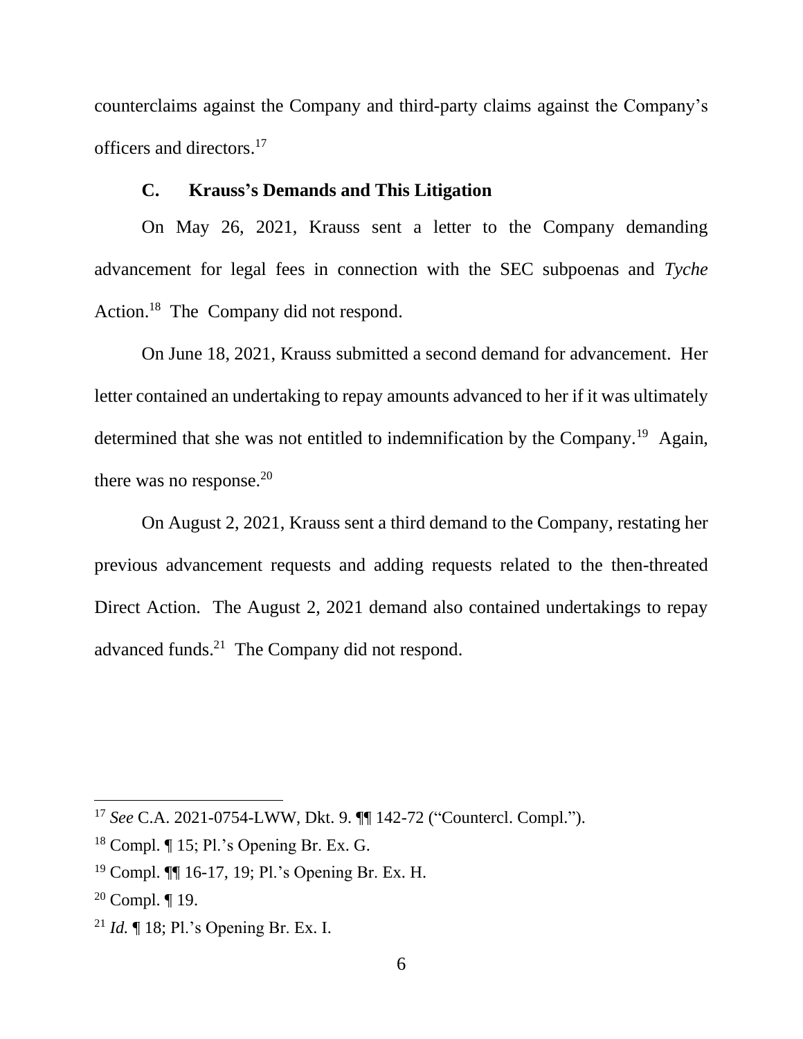counterclaims against the Company and third-party claims against the Company's officers and directors.[17]

### C. Krauss's Demands and This Litigation

On May 26, 2021, Krauss sent a letter to the Company demanding advancement for legal fees in connection with the SEC subpoenas and *Tyche* Action.[18] The Company did not respond.

On June 18, 2021, Krauss submitted a second demand for advancement. Her letter contained an undertaking to repay amounts advanced to her if it was ultimately determined that she was not entitled to indemnification by the Company.[19] Again, there was no response.[20]

On August 2, 2021, Krauss sent a third demand to the Company, restating her previous advancement requests and adding requests related to the then-threated Direct Action. The August 2, 2021 demand also contained undertakings to repay advanced funds.[21] The Company did not respond.

---

[17] *See* C.A. 2021-0754-LWW, Dkt. 9. ¶¶ 142-72 ("Countercl. Compl.").

[18] Compl. ¶ 15; Pl.'s Opening Br. Ex. G.

[19] Compl. ¶¶ 16-17, 19; Pl.'s Opening Br. Ex. H.

[20] Compl. ¶ 19.

[21] *Id.* ¶ 18; Pl.'s Opening Br. Ex. I.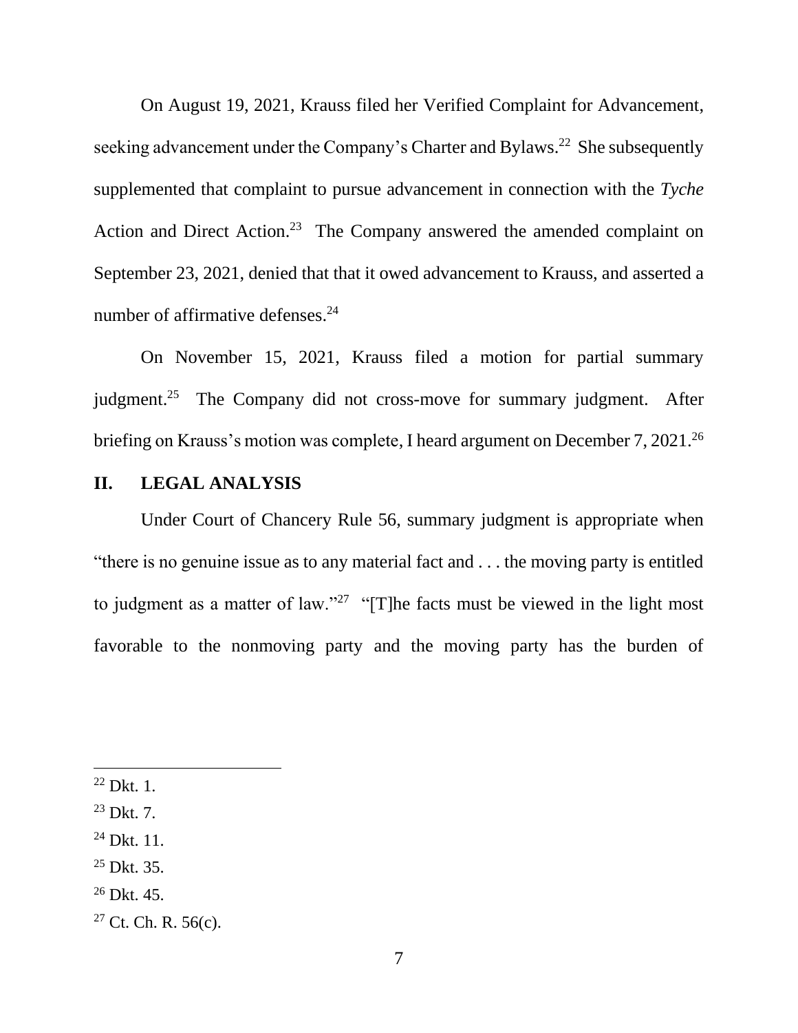On August 19, 2021, Krauss filed her Verified Complaint for Advancement, seeking advancement under the Company's Charter and Bylaws.[22] She subsequently supplemented that complaint to pursue advancement in connection with the *Tyche* Action and Direct Action.[23] The Company answered the amended complaint on September 23, 2021, denied that that it owed advancement to Krauss, and asserted a number of affirmative defenses.[24]

On November 15, 2021, Krauss filed a motion for partial summary judgment.[25] The Company did not cross-move for summary judgment. After briefing on Krauss's motion was complete, I heard argument on December 7, 2021.[26]

## II. LEGAL ANALYSIS

Under Court of Chancery Rule 56, summary judgment is appropriate when "there is no genuine issue as to any material fact and . . . the moving party is entitled to judgment as a matter of law."[27] "[T]he facts must be viewed in the light most favorable to the nonmoving party and the moving party has the burden of

---

[22] Dkt. 1.

[23] Dkt. 7.

[24] Dkt. 11.

[25] Dkt. 35.

[26] Dkt. 45.

[27] Ct. Ch. R. 56(c).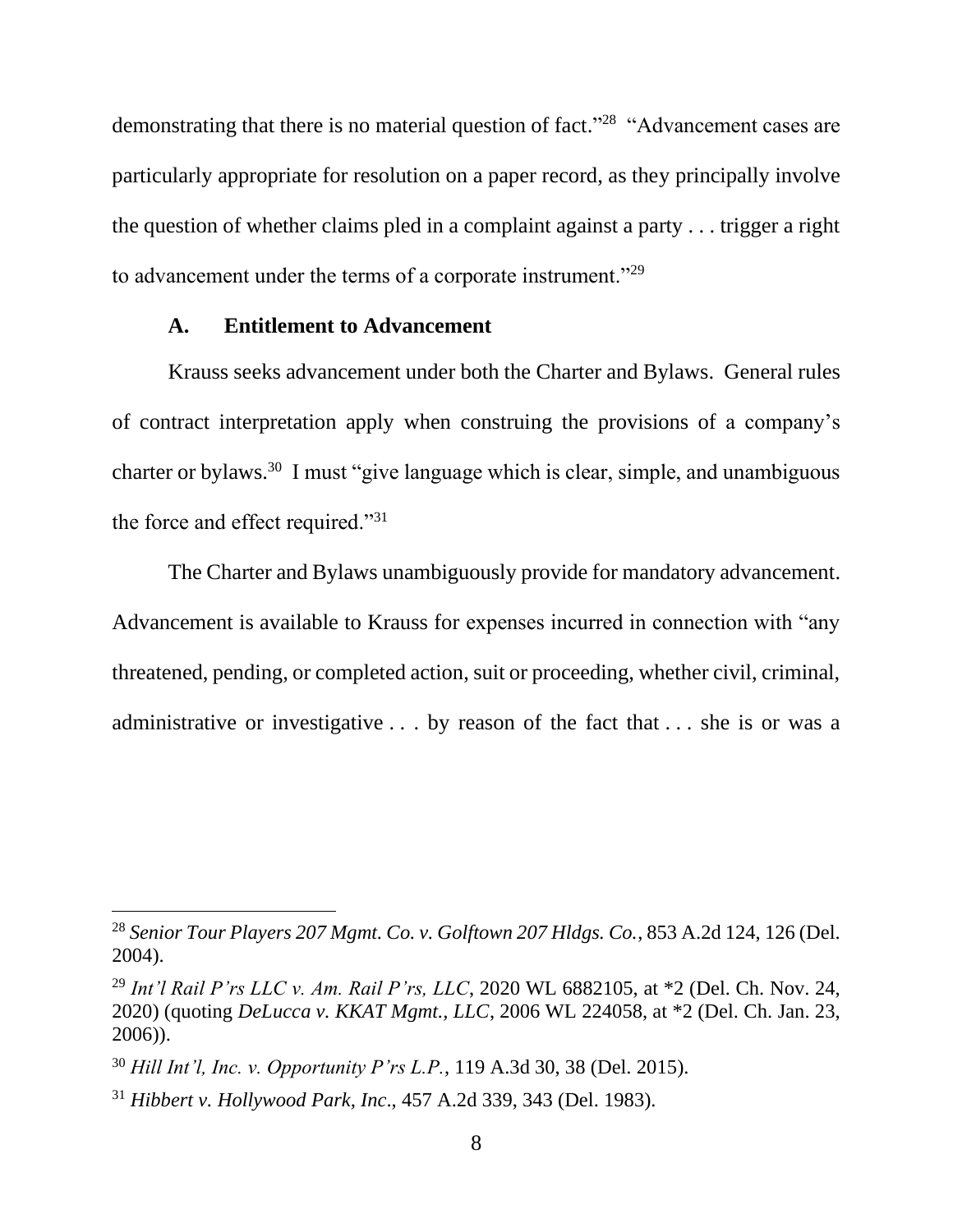demonstrating that there is no material question of fact."[28] "Advancement cases are particularly appropriate for resolution on a paper record, as they principally involve the question of whether claims pled in a complaint against a party . . . trigger a right to advancement under the terms of a corporate instrument."[29]

### A. Entitlement to Advancement

Krauss seeks advancement under both the Charter and Bylaws. General rules of contract interpretation apply when construing the provisions of a company's charter or bylaws.[30] I must "give language which is clear, simple, and unambiguous the force and effect required."[31]

The Charter and Bylaws unambiguously provide for mandatory advancement. Advancement is available to Krauss for expenses incurred in connection with "any threatened, pending, or completed action, suit or proceeding, whether civil, criminal, administrative or investigative . . . by reason of the fact that . . . she is or was a

---

[28] *Senior Tour Players 207 Mgmt. Co. v. Golftown 207 Hldgs. Co.*, 853 A.2d 124, 126 (Del. 2004).

[29] *Int'l Rail P'rs LLC v. Am. Rail P'rs, LLC*, 2020 WL 6882105, at *2 (Del. Ch. Nov. 24, 2020) (quoting *DeLucca v. KKAT Mgmt., LLC*, 2006 WL 224058, at *2 (Del. Ch. Jan. 23, 2006)).

[30] *Hill Int'l, Inc. v. Opportunity P'rs L.P.*, 119 A.3d 30, 38 (Del. 2015).

[31] *Hibbert v. Hollywood Park, Inc*., 457 A.2d 339, 343 (Del. 1983).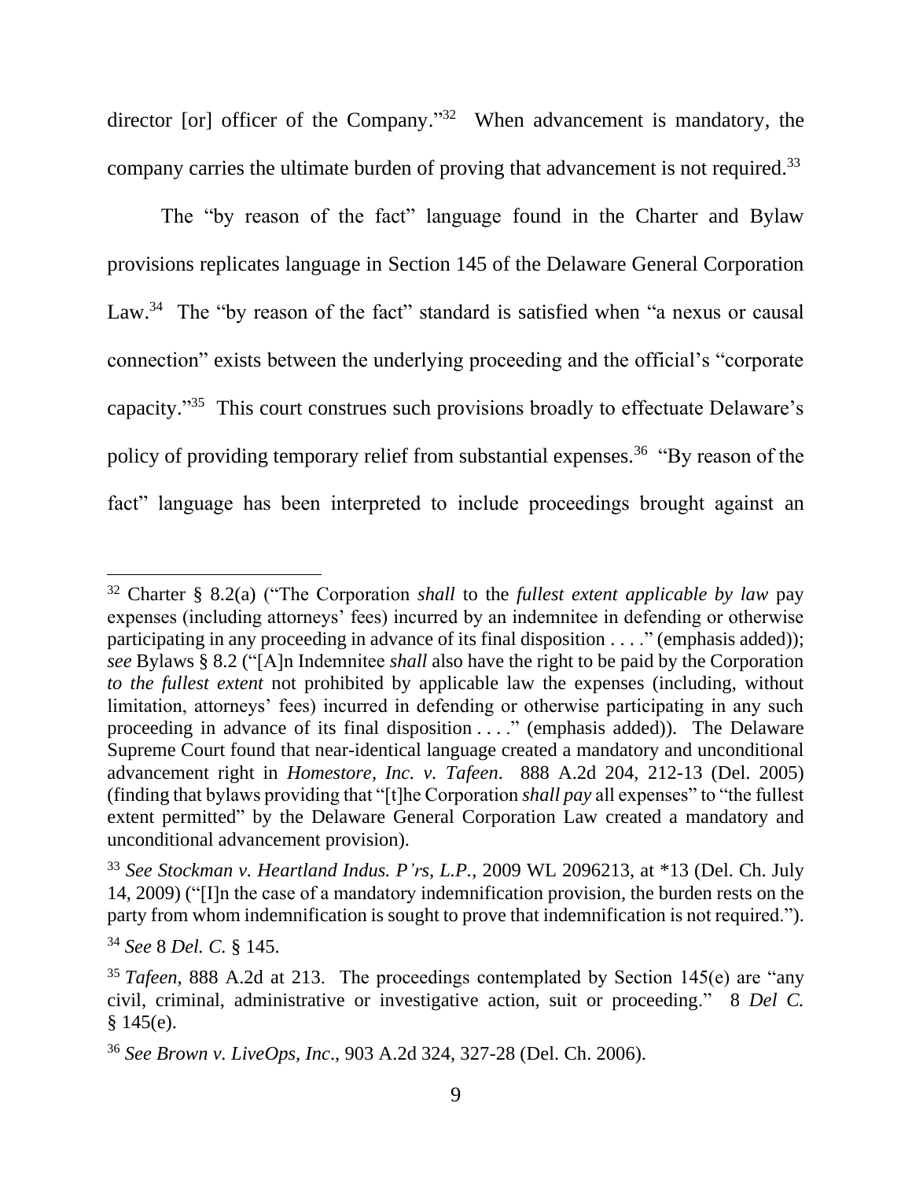director [or] officer of the Company."[32] When advancement is mandatory, the company carries the ultimate burden of proving that advancement is not required.[33]

The "by reason of the fact" language found in the Charter and Bylaw provisions replicates language in Section 145 of the Delaware General Corporation Law.[34] The "by reason of the fact" standard is satisfied when "a nexus or causal connection" exists between the underlying proceeding and the official's "corporate capacity."[35] This court construes such provisions broadly to effectuate Delaware's policy of providing temporary relief from substantial expenses.[36] "By reason of the fact" language has been interpreted to include proceedings brought against an

---

[32] Charter § 8.2(a) ("The Corporation *shall* to the *fullest extent applicable by law* pay expenses (including attorneys' fees) incurred by an indemnitee in defending or otherwise participating in any proceeding in advance of its final disposition . . . ." (emphasis added)); *see* Bylaws § 8.2 ("[A]n Indemnitee *shall* also have the right to be paid by the Corporation *to the fullest extent* not prohibited by applicable law the expenses (including, without limitation, attorneys' fees) incurred in defending or otherwise participating in any such proceeding in advance of its final disposition . . . ." (emphasis added)). The Delaware Supreme Court found that near-identical language created a mandatory and unconditional advancement right in *Homestore, Inc. v. Tafeen*. 888 A.2d 204, 212-13 (Del. 2005) (finding that bylaws providing that "[t]he Corporation *shall pay* all expenses" to "the fullest extent permitted" by the Delaware General Corporation Law created a mandatory and unconditional advancement provision).

[33] *See Stockman v. Heartland Indus. P'rs, L.P.*, 2009 WL 2096213, at *13 (Del. Ch. July 14, 2009) ("[I]n the case of a mandatory indemnification provision, the burden rests on the party from whom indemnification is sought to prove that indemnification is not required.").

[34] *See* 8 *Del. C.* § 145.

[35] *Tafeen*, 888 A.2d at 213. The proceedings contemplated by Section 145(e) are "any civil, criminal, administrative or investigative action, suit or proceeding." 8 *Del C.* § 145(e).

[36] *See Brown v. LiveOps, Inc.*, 903 A.2d 324, 327-28 (Del. Ch. 2006).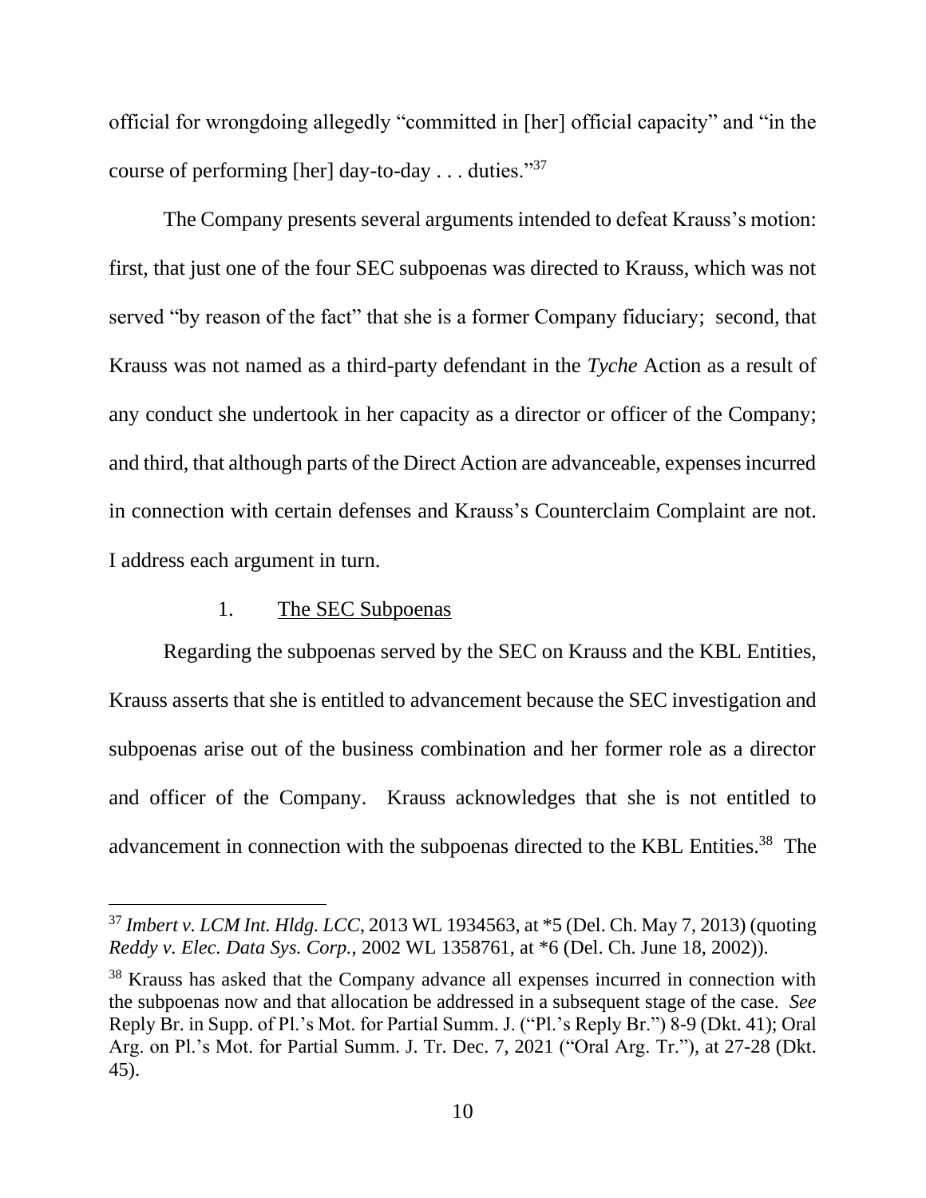official for wrongdoing allegedly "committed in [her] official capacity" and "in the course of performing [her] day-to-day . . . duties."[37]

The Company presents several arguments intended to defeat Krauss's motion: first, that just one of the four SEC subpoenas was directed to Krauss, which was not served "by reason of the fact" that she is a former Company fiduciary; second, that Krauss was not named as a third-party defendant in the *Tyche* Action as a result of any conduct she undertook in her capacity as a director or officer of the Company; and third, that although parts of the Direct Action are advanceable, expenses incurred in connection with certain defenses and Krauss's Counterclaim Complaint are not. I address each argument in turn.

1. <u>The SEC Subpoenas</u>

Regarding the subpoenas served by the SEC on Krauss and the KBL Entities, Krauss asserts that she is entitled to advancement because the SEC investigation and subpoenas arise out of the business combination and her former role as a director and officer of the Company. Krauss acknowledges that she is not entitled to advancement in connection with the subpoenas directed to the KBL Entities.[38] The

---

[37] *Imbert v. LCM Int. Hldg. LCC*, 2013 WL 1934563, at *5 (Del. Ch. May 7, 2013) (quoting *Reddy v. Elec. Data Sys. Corp.*, 2002 WL 1358761, at *6 (Del. Ch. June 18, 2002)).

[38] Krauss has asked that the Company advance all expenses incurred in connection with the subpoenas now and that allocation be addressed in a subsequent stage of the case. *See* Reply Br. in Supp. of Pl.'s Mot. for Partial Summ. J. ("Pl.'s Reply Br.") 8-9 (Dkt. 41); Oral Arg. on Pl.'s Mot. for Partial Summ. J. Tr. Dec. 7, 2021 ("Oral Arg. Tr."), at 27-28 (Dkt. 45).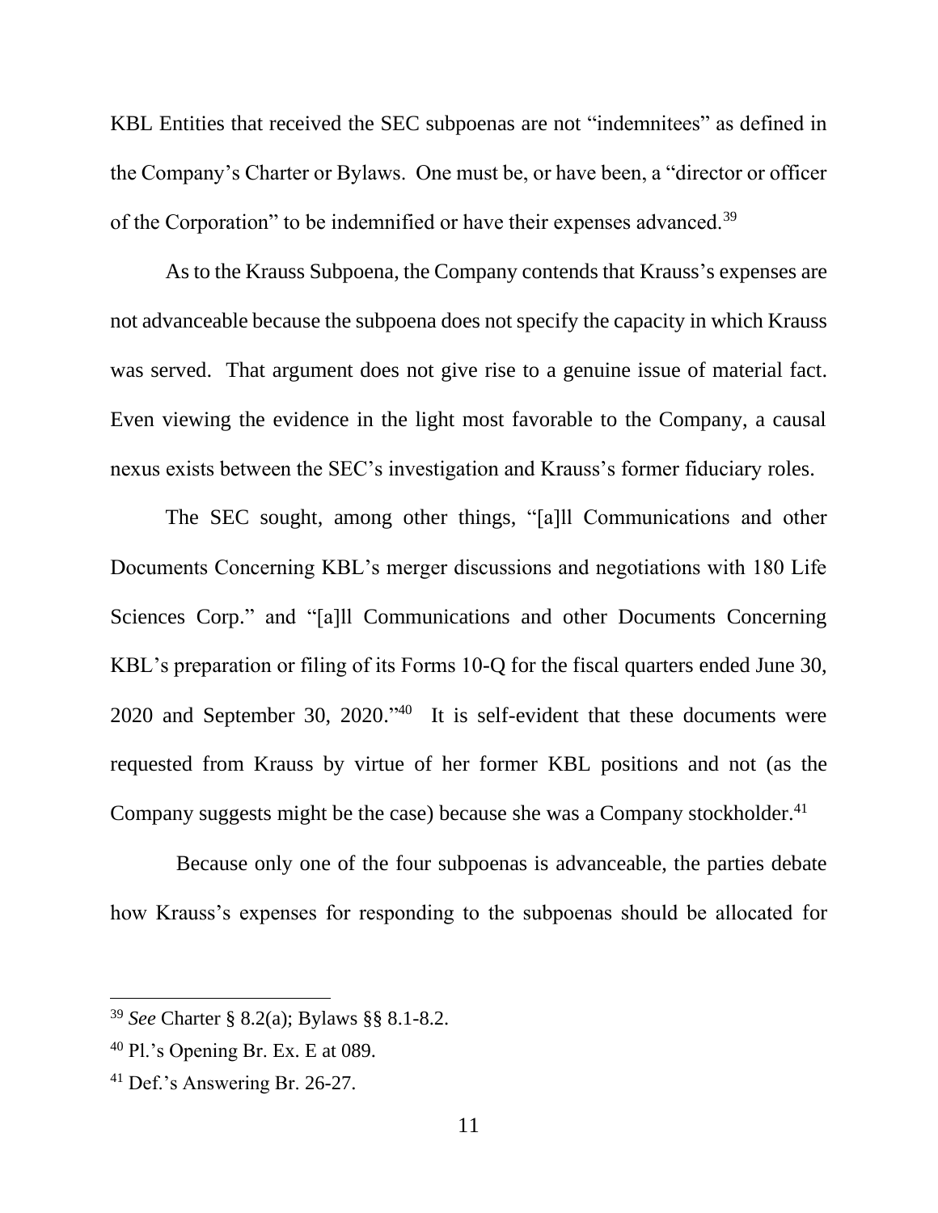KBL Entities that received the SEC subpoenas are not "indemnitees" as defined in the Company's Charter or Bylaws. One must be, or have been, a "director or officer of the Corporation" to be indemnified or have their expenses advanced.[39]

As to the Krauss Subpoena, the Company contends that Krauss's expenses are not advanceable because the subpoena does not specify the capacity in which Krauss was served. That argument does not give rise to a genuine issue of material fact. Even viewing the evidence in the light most favorable to the Company, a causal nexus exists between the SEC's investigation and Krauss's former fiduciary roles.

The SEC sought, among other things, "[a]ll Communications and other Documents Concerning KBL's merger discussions and negotiations with 180 Life Sciences Corp." and "[a]ll Communications and other Documents Concerning KBL's preparation or filing of its Forms 10-Q for the fiscal quarters ended June 30, 2020 and September 30, 2020."[40] It is self-evident that these documents were requested from Krauss by virtue of her former KBL positions and not (as the Company suggests might be the case) because she was a Company stockholder.[41]

Because only one of the four subpoenas is advanceable, the parties debate how Krauss's expenses for responding to the subpoenas should be allocated for

---

[39] *See* Charter § 8.2(a); Bylaws §§ 8.1-8.2.

[40] Pl.'s Opening Br. Ex. E at 089.

[41] Def.'s Answering Br. 26-27.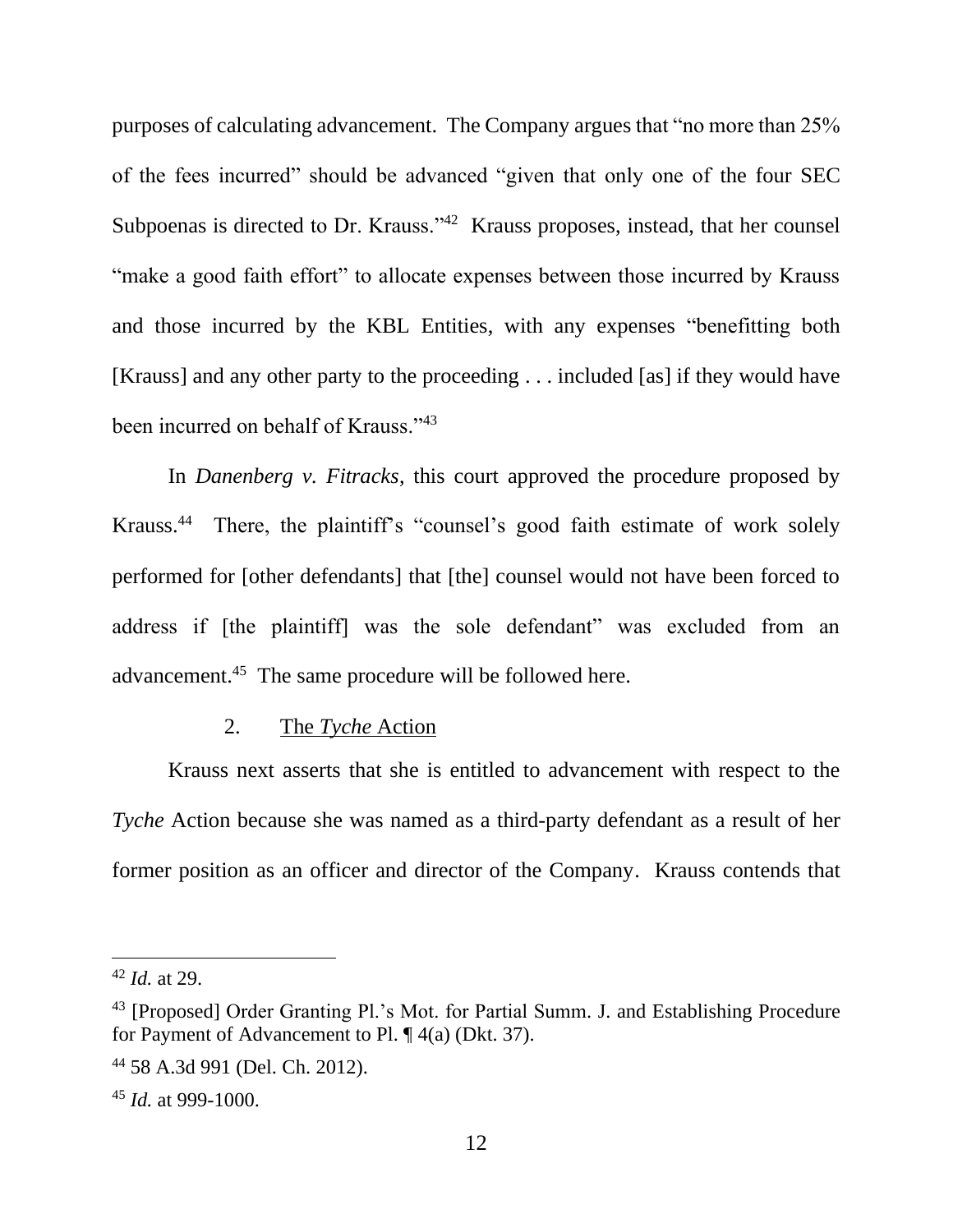purposes of calculating advancement. The Company argues that "no more than 25% of the fees incurred" should be advanced "given that only one of the four SEC Subpoenas is directed to Dr. Krauss."[42] Krauss proposes, instead, that her counsel "make a good faith effort" to allocate expenses between those incurred by Krauss and those incurred by the KBL Entities, with any expenses "benefitting both [Krauss] and any other party to the proceeding . . . included [as] if they would have been incurred on behalf of Krauss."[43]

In *Danenberg v. Fitracks*, this court approved the procedure proposed by Krauss.[44] There, the plaintiff's "counsel's good faith estimate of work solely performed for [other defendants] that [the] counsel would not have been forced to address if [the plaintiff] was the sole defendant" was excluded from an advancement.[45] The same procedure will be followed here.

### 2. The *Tyche* Action

Krauss next asserts that she is entitled to advancement with respect to the *Tyche* Action because she was named as a third-party defendant as a result of her former position as an officer and director of the Company. Krauss contends that

---

[42] *Id.* at 29.

[43] [Proposed] Order Granting Pl.'s Mot. for Partial Summ. J. and Establishing Procedure for Payment of Advancement to Pl. ¶ 4(a) (Dkt. 37).

[44] 58 A.3d 991 (Del. Ch. 2012).

[45] *Id.* at 999-1000.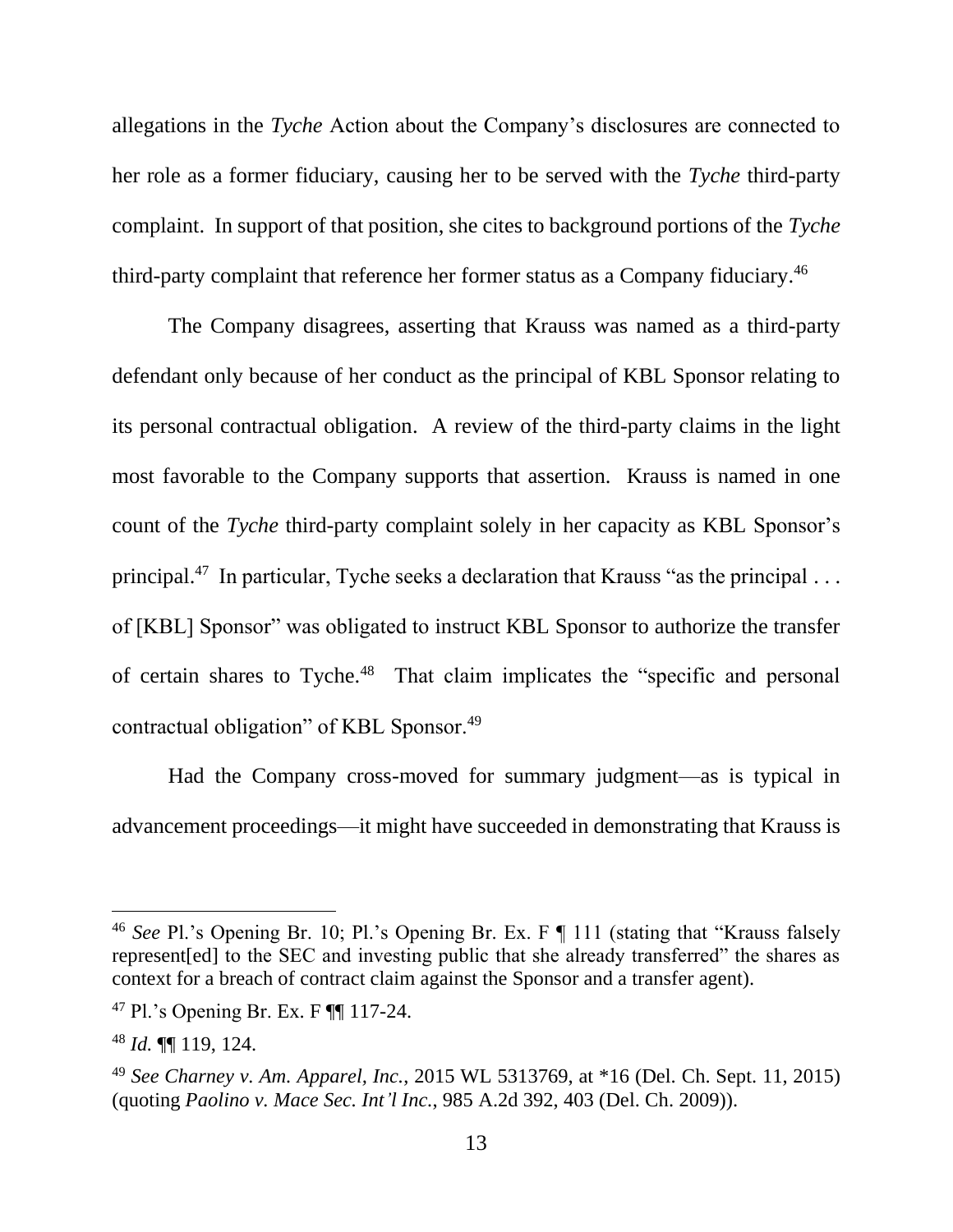allegations in the *Tyche* Action about the Company's disclosures are connected to her role as a former fiduciary, causing her to be served with the *Tyche* third-party complaint. In support of that position, she cites to background portions of the *Tyche* third-party complaint that reference her former status as a Company fiduciary.[46]

The Company disagrees, asserting that Krauss was named as a third-party defendant only because of her conduct as the principal of KBL Sponsor relating to its personal contractual obligation. A review of the third-party claims in the light most favorable to the Company supports that assertion. Krauss is named in one count of the *Tyche* third-party complaint solely in her capacity as KBL Sponsor's principal.[47] In particular, Tyche seeks a declaration that Krauss "as the principal . . . of [KBL] Sponsor" was obligated to instruct KBL Sponsor to authorize the transfer of certain shares to Tyche.[48] That claim implicates the "specific and personal contractual obligation" of KBL Sponsor.[49]

Had the Company cross-moved for summary judgment—as is typical in advancement proceedings—it might have succeeded in demonstrating that Krauss is

---

[46] *See* Pl.'s Opening Br. 10; Pl.'s Opening Br. Ex. F ¶ 111 (stating that "Krauss falsely represent[ed] to the SEC and investing public that she already transferred" the shares as context for a breach of contract claim against the Sponsor and a transfer agent).

[47] Pl.'s Opening Br. Ex. F ¶¶ 117-24.

[48] *Id.* ¶¶ 119, 124.

[49] *See Charney v. Am. Apparel, Inc.*, 2015 WL 5313769, at *16 (Del. Ch. Sept. 11, 2015) (quoting *Paolino v. Mace Sec. Int'l Inc.*, 985 A.2d 392, 403 (Del. Ch. 2009)).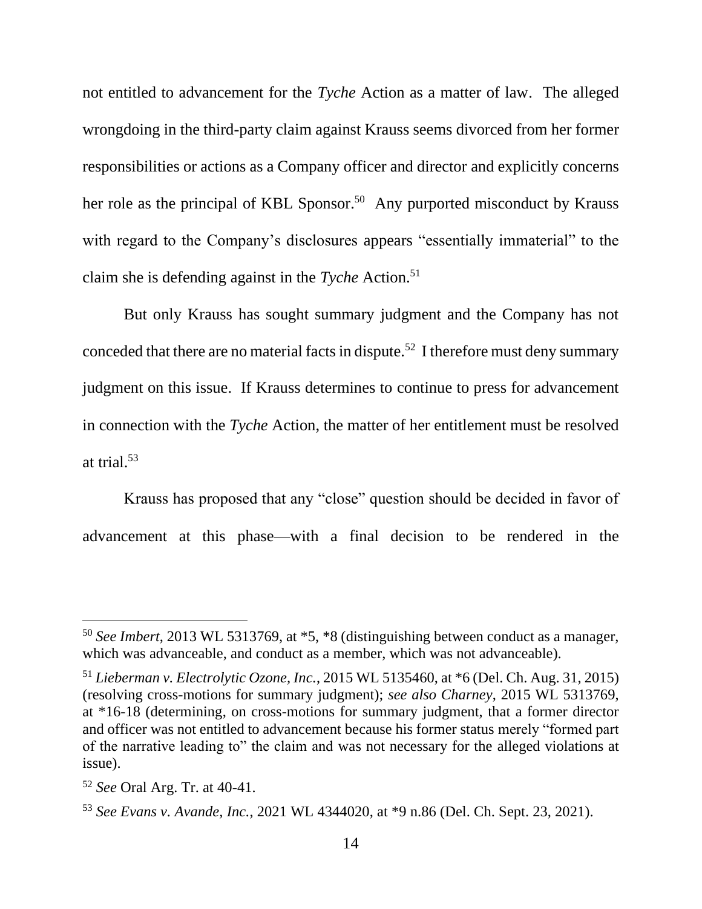not entitled to advancement for the *Tyche* Action as a matter of law. The alleged wrongdoing in the third-party claim against Krauss seems divorced from her former responsibilities or actions as a Company officer and director and explicitly concerns her role as the principal of KBL Sponsor.[50] Any purported misconduct by Krauss with regard to the Company's disclosures appears "essentially immaterial" to the claim she is defending against in the *Tyche* Action.[51]

But only Krauss has sought summary judgment and the Company has not conceded that there are no material facts in dispute.[52] I therefore must deny summary judgment on this issue. If Krauss determines to continue to press for advancement in connection with the *Tyche* Action, the matter of her entitlement must be resolved at trial.[53]

Krauss has proposed that any "close" question should be decided in favor of advancement at this phase—with a final decision to be rendered in the

---

[50] *See Imbert*, 2013 WL 5313769, at *5, *8 (distinguishing between conduct as a manager, which was advanceable, and conduct as a member, which was not advanceable).

[51] *Lieberman v. Electrolytic Ozone, Inc.*, 2015 WL 5135460, at *6 (Del. Ch. Aug. 31, 2015) (resolving cross-motions for summary judgment); *see also Charney*, 2015 WL 5313769, at *16-18 (determining, on cross-motions for summary judgment, that a former director and officer was not entitled to advancement because his former status merely "formed part of the narrative leading to" the claim and was not necessary for the alleged violations at issue).

[52] *See* Oral Arg. Tr. at 40-41.

[53] *See Evans v. Avande, Inc.*, 2021 WL 4344020, at *9 n.86 (Del. Ch. Sept. 23, 2021).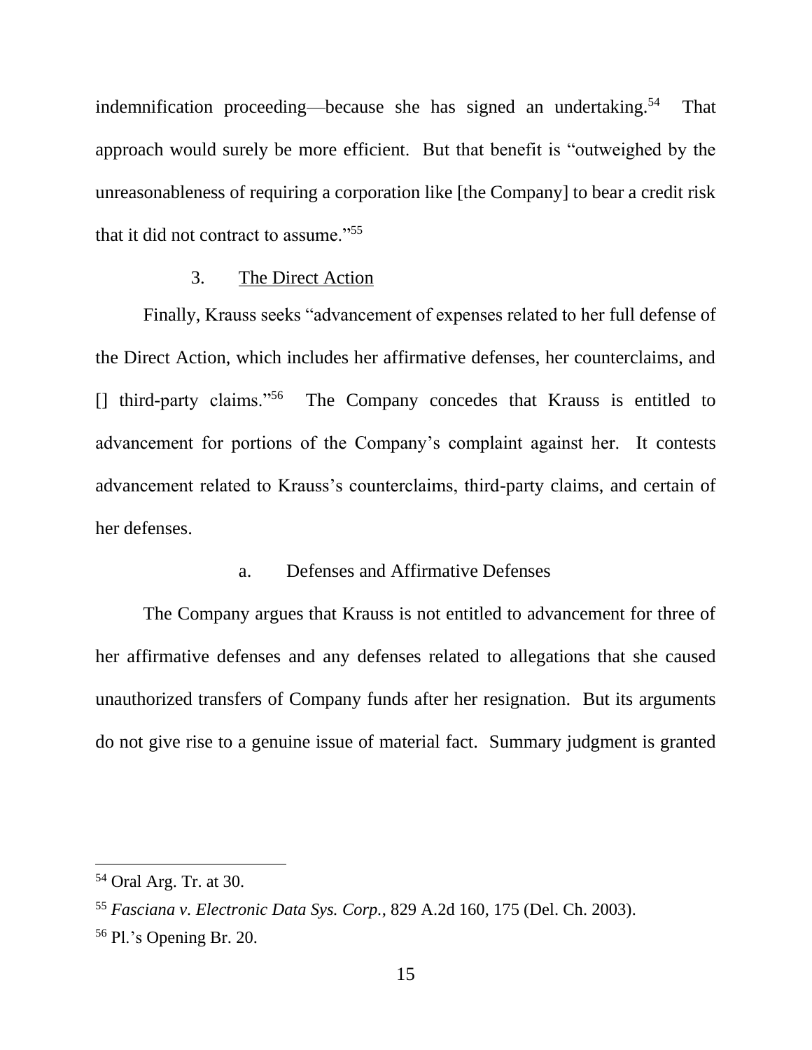indemnification proceeding—because she has signed an undertaking.[54] That approach would surely be more efficient. But that benefit is "outweighed by the unreasonableness of requiring a corporation like [the Company] to bear a credit risk that it did not contract to assume."[55]

### 3. The Direct Action

Finally, Krauss seeks "advancement of expenses related to her full defense of the Direct Action, which includes her affirmative defenses, her counterclaims, and [] third-party claims."[56] The Company concedes that Krauss is entitled to advancement for portions of the Company's complaint against her. It contests advancement related to Krauss's counterclaims, third-party claims, and certain of her defenses.

#### a. Defenses and Affirmative Defenses

The Company argues that Krauss is not entitled to advancement for three of her affirmative defenses and any defenses related to allegations that she caused unauthorized transfers of Company funds after her resignation. But its arguments do not give rise to a genuine issue of material fact. Summary judgment is granted

---

[54] Oral Arg. Tr. at 30.

[55] *Fasciana v. Electronic Data Sys. Corp.*, 829 A.2d 160, 175 (Del. Ch. 2003).

[56] Pl.'s Opening Br. 20.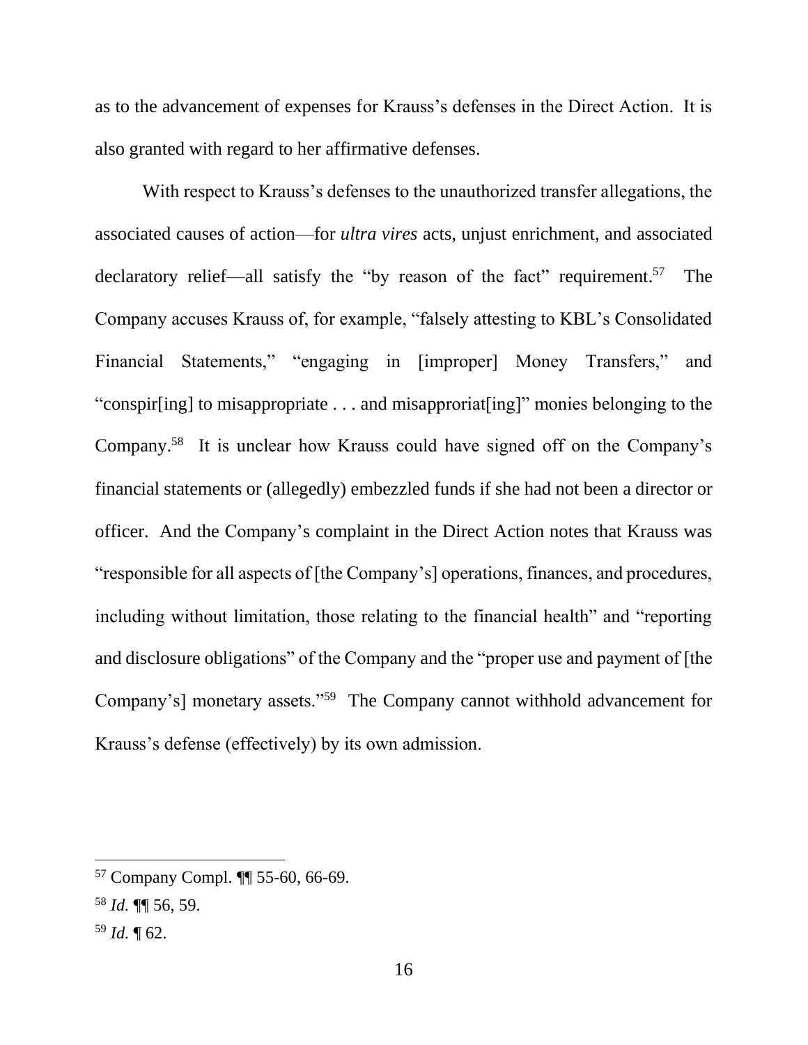as to the advancement of expenses for Krauss's defenses in the Direct Action. It is also granted with regard to her affirmative defenses.

With respect to Krauss's defenses to the unauthorized transfer allegations, the associated causes of action—for *ultra vires* acts, unjust enrichment, and associated declaratory relief—all satisfy the "by reason of the fact" requirement.[57] The Company accuses Krauss of, for example, "falsely attesting to KBL's Consolidated Financial Statements," "engaging in [improper] Money Transfers," and "conspir[ing] to misappropriate . . . and misapproriat[ing]" monies belonging to the Company.[58] It is unclear how Krauss could have signed off on the Company's financial statements or (allegedly) embezzled funds if she had not been a director or officer. And the Company's complaint in the Direct Action notes that Krauss was "responsible for all aspects of [the Company's] operations, finances, and procedures, including without limitation, those relating to the financial health" and "reporting and disclosure obligations" of the Company and the "proper use and payment of [the Company's] monetary assets."[59] The Company cannot withhold advancement for Krauss's defense (effectively) by its own admission.

---

[57] Company Compl. ¶¶ 55-60, 66-69.

[58] *Id.* ¶¶ 56, 59.

[59] *Id.* ¶ 62.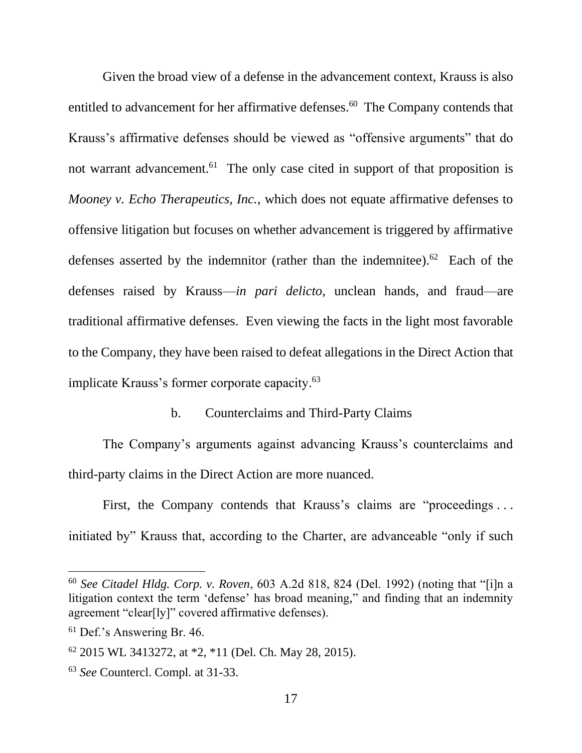Given the broad view of a defense in the advancement context, Krauss is also entitled to advancement for her affirmative defenses.[60] The Company contends that Krauss's affirmative defenses should be viewed as "offensive arguments" that do not warrant advancement.[61] The only case cited in support of that proposition is *Mooney v. Echo Therapeutics, Inc.*, which does not equate affirmative defenses to offensive litigation but focuses on whether advancement is triggered by affirmative defenses asserted by the indemnitor (rather than the indemnitee).[62] Each of the defenses raised by Krauss—*in pari delicto*, unclean hands, and fraud—are traditional affirmative defenses. Even viewing the facts in the light most favorable to the Company, they have been raised to defeat allegations in the Direct Action that implicate Krauss's former corporate capacity.[63]

b. Counterclaims and Third-Party Claims

The Company's arguments against advancing Krauss's counterclaims and third-party claims in the Direct Action are more nuanced.

First, the Company contends that Krauss's claims are "proceedings . . . initiated by" Krauss that, according to the Charter, are advanceable "only if such

---

[60] *See Citadel Hldg. Corp. v. Roven*, 603 A.2d 818, 824 (Del. 1992) (noting that "[i]n a litigation context the term 'defense' has broad meaning," and finding that an indemnity agreement "clear[ly]" covered affirmative defenses).

[61] Def.'s Answering Br. 46.

[62] 2015 WL 3413272, at *2, *11 (Del. Ch. May 28, 2015).

[63] *See* Countercl. Compl. at 31-33.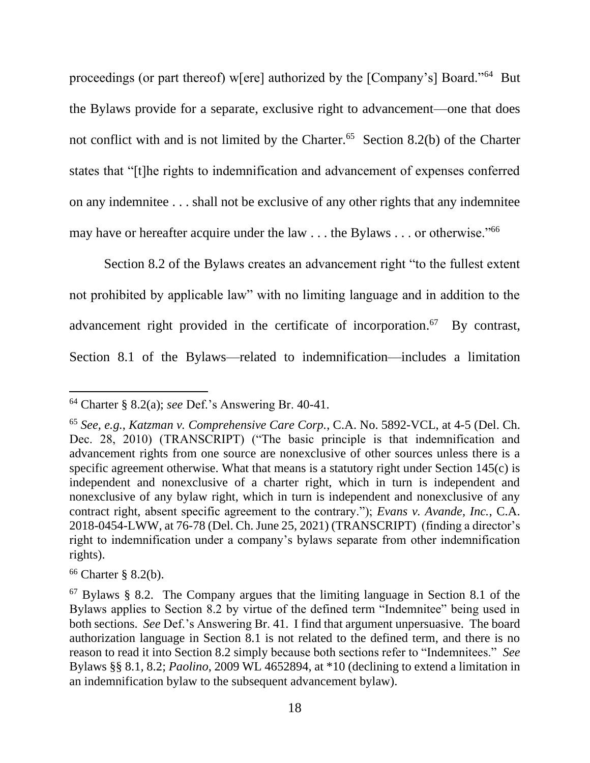proceedings (or part thereof) w[ere] authorized by the [Company's] Board."[64] But the Bylaws provide for a separate, exclusive right to advancement—one that does not conflict with and is not limited by the Charter.[65] Section 8.2(b) of the Charter states that "[t]he rights to indemnification and advancement of expenses conferred on any indemnitee . . . shall not be exclusive of any other rights that any indemnitee may have or hereafter acquire under the law . . . the Bylaws . . . or otherwise."[66]

Section 8.2 of the Bylaws creates an advancement right "to the fullest extent not prohibited by applicable law" with no limiting language and in addition to the advancement right provided in the certificate of incorporation.[67] By contrast, Section 8.1 of the Bylaws—related to indemnification—includes a limitation

---

[64] Charter § 8.2(a); *see* Def.'s Answering Br. 40-41.

[65] *See, e.g.*, *Katzman v. Comprehensive Care Corp.*, C.A. No. 5892-VCL, at 4-5 (Del. Ch. Dec. 28, 2010) (TRANSCRIPT) ("The basic principle is that indemnification and advancement rights from one source are nonexclusive of other sources unless there is a specific agreement otherwise. What that means is a statutory right under Section 145(c) is independent and nonexclusive of a charter right, which in turn is independent and nonexclusive of any bylaw right, which in turn is independent and nonexclusive of any contract right, absent specific agreement to the contrary."); *Evans v. Avande, Inc.*, C.A. 2018-0454-LWW, at 76-78 (Del. Ch. June 25, 2021) (TRANSCRIPT) (finding a director's right to indemnification under a company's bylaws separate from other indemnification rights).

[66] Charter § 8.2(b).

[67] Bylaws § 8.2. The Company argues that the limiting language in Section 8.1 of the Bylaws applies to Section 8.2 by virtue of the defined term "Indemnitee" being used in both sections. *See* Def.'s Answering Br. 41. I find that argument unpersuasive. The board authorization language in Section 8.1 is not related to the defined term, and there is no reason to read it into Section 8.2 simply because both sections refer to "Indemnitees." *See* Bylaws §§ 8.1, 8.2; *Paolino*, 2009 WL 4652894, at *10 (declining to extend a limitation in an indemnification bylaw to the subsequent advancement bylaw).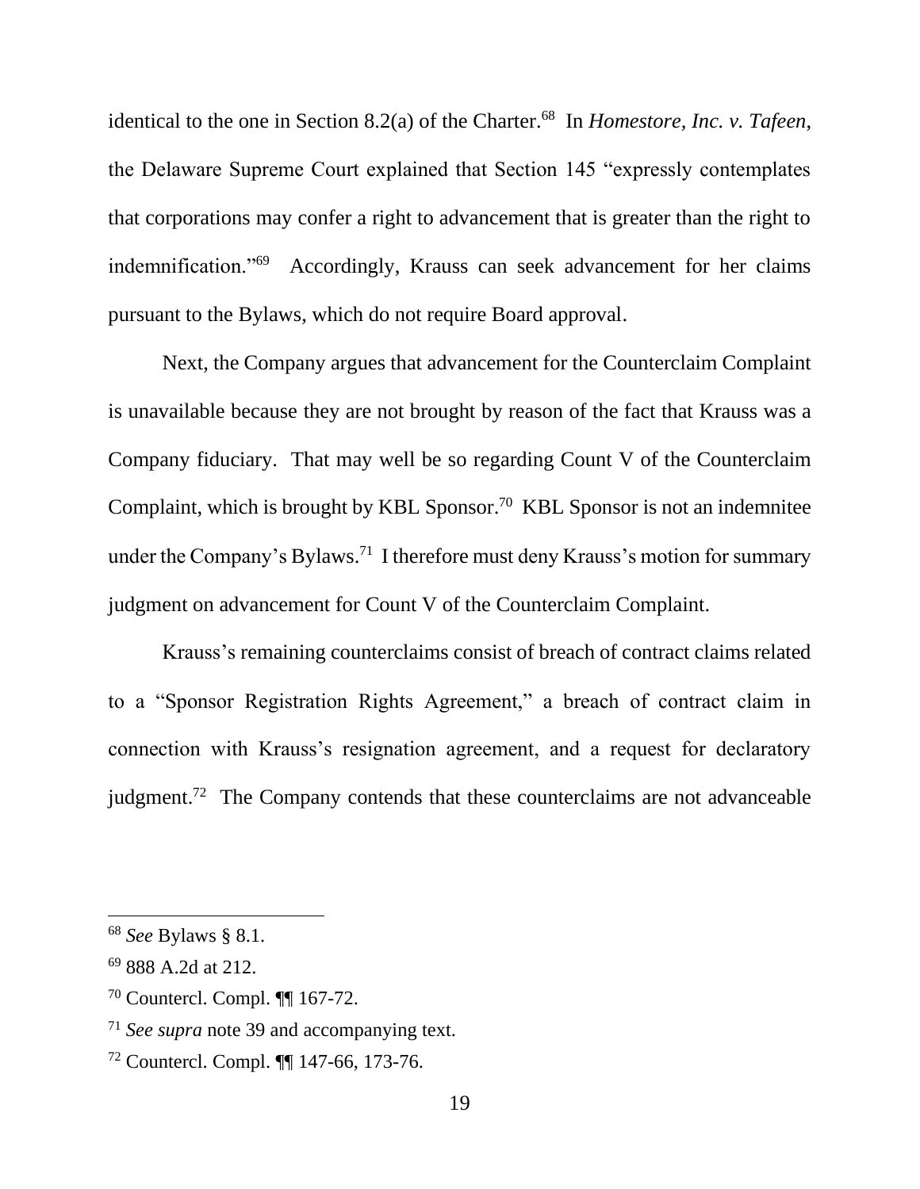identical to the one in Section 8.2(a) of the Charter.[68] In *Homestore, Inc. v. Tafeen*, the Delaware Supreme Court explained that Section 145 "expressly contemplates that corporations may confer a right to advancement that is greater than the right to indemnification."[69] Accordingly, Krauss can seek advancement for her claims pursuant to the Bylaws, which do not require Board approval.

Next, the Company argues that advancement for the Counterclaim Complaint is unavailable because they are not brought by reason of the fact that Krauss was a Company fiduciary. That may well be so regarding Count V of the Counterclaim Complaint, which is brought by KBL Sponsor.[70] KBL Sponsor is not an indemnitee under the Company's Bylaws.[71] I therefore must deny Krauss's motion for summary judgment on advancement for Count V of the Counterclaim Complaint.

Krauss's remaining counterclaims consist of breach of contract claims related to a "Sponsor Registration Rights Agreement," a breach of contract claim in connection with Krauss's resignation agreement, and a request for declaratory judgment.[72] The Company contends that these counterclaims are not advanceable

---

[68] *See* Bylaws § 8.1.

[69] 888 A.2d at 212.

[70] Countercl. Compl. ¶¶ 167-72.

[71] *See supra* note 39 and accompanying text.

[72] Countercl. Compl. ¶¶ 147-66, 173-76.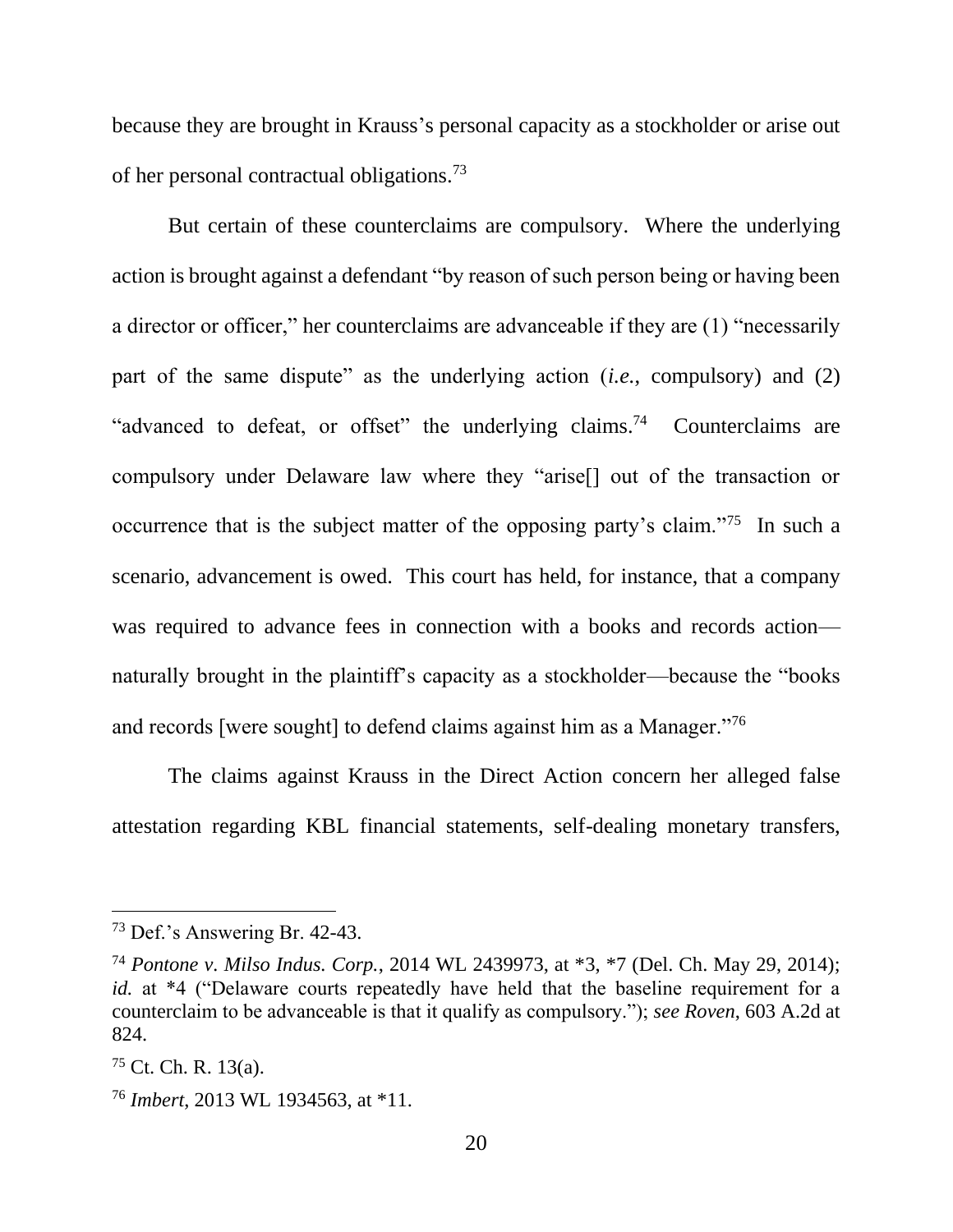because they are brought in Krauss's personal capacity as a stockholder or arise out of her personal contractual obligations.[73]

But certain of these counterclaims are compulsory. Where the underlying action is brought against a defendant "by reason of such person being or having been a director or officer," her counterclaims are advanceable if they are (1) "necessarily part of the same dispute" as the underlying action (*i.e.*, compulsory) and (2) "advanced to defeat, or offset" the underlying claims.[74] Counterclaims are compulsory under Delaware law where they "arise[] out of the transaction or occurrence that is the subject matter of the opposing party's claim."[75] In such a scenario, advancement is owed. This court has held, for instance, that a company was required to advance fees in connection with a books and records action—naturally brought in the plaintiff's capacity as a stockholder—because the "books and records [were sought] to defend claims against him as a Manager."[76]

The claims against Krauss in the Direct Action concern her alleged false attestation regarding KBL financial statements, self-dealing monetary transfers,

---

[73] Def.'s Answering Br. 42-43.

[74] *Pontone v. Milso Indus. Corp.*, 2014 WL 2439973, at *3, *7 (Del. Ch. May 29, 2014); *id.* at *4 ("Delaware courts repeatedly have held that the baseline requirement for a counterclaim to be advanceable is that it qualify as compulsory."); *see Roven*, 603 A.2d at 824.

[75] Ct. Ch. R. 13(a).

[76] *Imbert*, 2013 WL 1934563, at *11.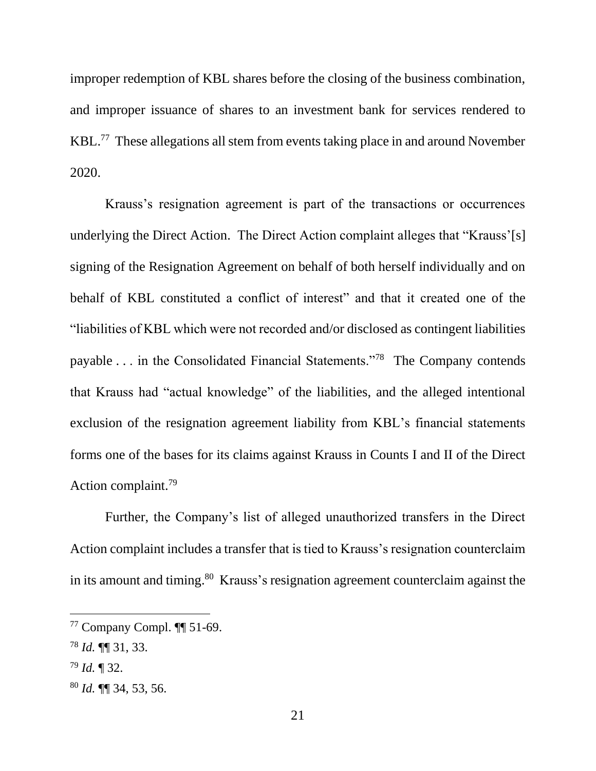improper redemption of KBL shares before the closing of the business combination, and improper issuance of shares to an investment bank for services rendered to KBL.[77] These allegations all stem from events taking place in and around November 2020.

Krauss's resignation agreement is part of the transactions or occurrences underlying the Direct Action. The Direct Action complaint alleges that "Krauss'[s] signing of the Resignation Agreement on behalf of both herself individually and on behalf of KBL constituted a conflict of interest" and that it created one of the "liabilities of KBL which were not recorded and/or disclosed as contingent liabilities payable . . . in the Consolidated Financial Statements."[78] The Company contends that Krauss had "actual knowledge" of the liabilities, and the alleged intentional exclusion of the resignation agreement liability from KBL's financial statements forms one of the bases for its claims against Krauss in Counts I and II of the Direct Action complaint.[79]

Further, the Company's list of alleged unauthorized transfers in the Direct Action complaint includes a transfer that is tied to Krauss's resignation counterclaim in its amount and timing.[80] Krauss's resignation agreement counterclaim against the

---

[77] Company Compl. ¶¶ 51-69.

[78] *Id.* ¶¶ 31, 33.

[79] *Id.* ¶ 32.

[80] *Id.* ¶¶ 34, 53, 56.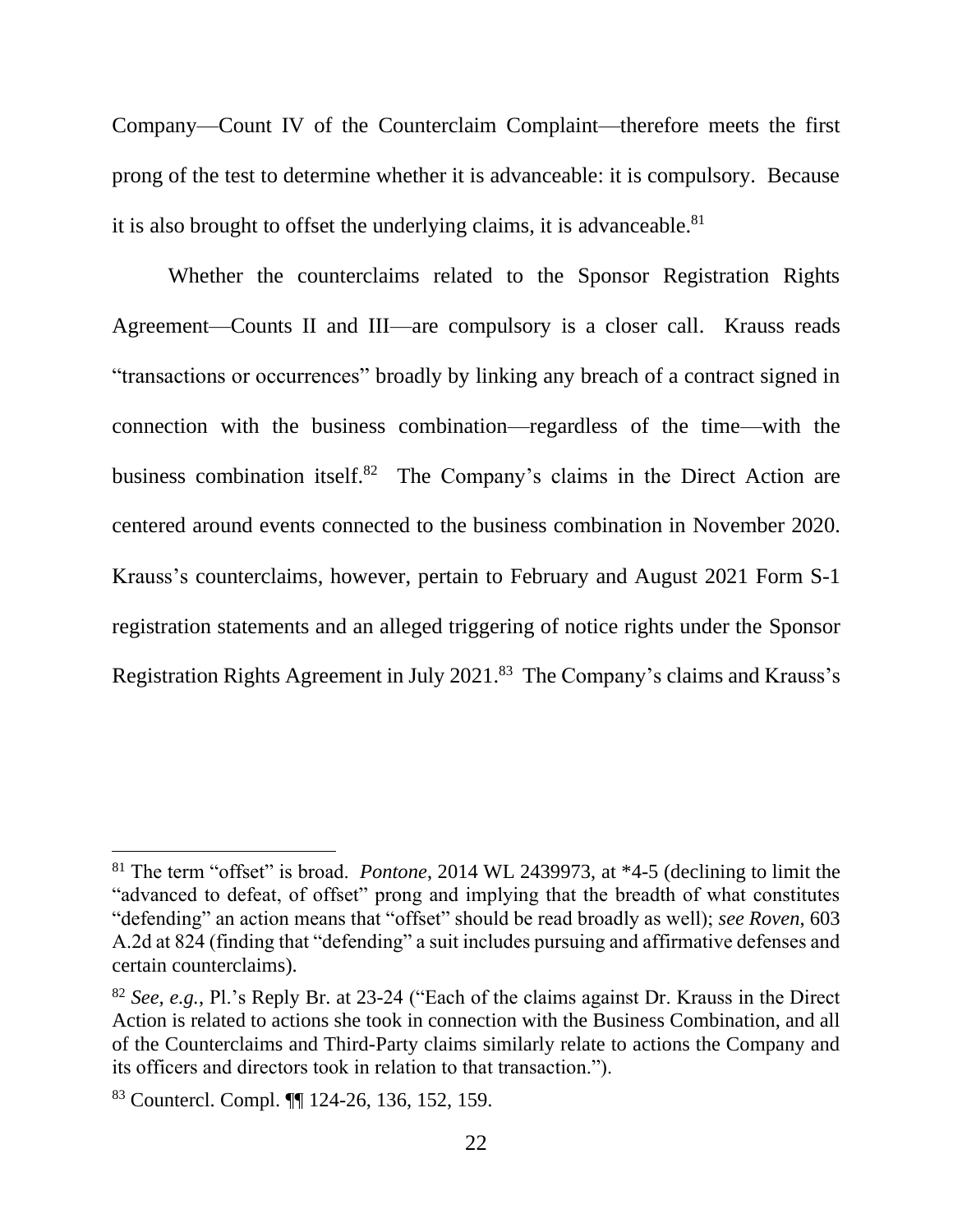Company—Count IV of the Counterclaim Complaint—therefore meets the first prong of the test to determine whether it is advanceable: it is compulsory. Because it is also brought to offset the underlying claims, it is advanceable.[81]

Whether the counterclaims related to the Sponsor Registration Rights Agreement—Counts II and III—are compulsory is a closer call. Krauss reads "transactions or occurrences" broadly by linking any breach of a contract signed in connection with the business combination—regardless of the time—with the business combination itself.[82] The Company's claims in the Direct Action are centered around events connected to the business combination in November 2020. Krauss's counterclaims, however, pertain to February and August 2021 Form S-1 registration statements and an alleged triggering of notice rights under the Sponsor Registration Rights Agreement in July 2021.[83] The Company's claims and Krauss's

---

[81] The term "offset" is broad. *Pontone*, 2014 WL 2439973, at *4-5 (declining to limit the "advanced to defeat, of offset" prong and implying that the breadth of what constitutes "defending" an action means that "offset" should be read broadly as well); *see Roven*, 603 A.2d at 824 (finding that "defending" a suit includes pursuing and affirmative defenses and certain counterclaims).

[82] *See, e.g.*, Pl.'s Reply Br. at 23-24 ("Each of the claims against Dr. Krauss in the Direct Action is related to actions she took in connection with the Business Combination, and all of the Counterclaims and Third-Party claims similarly relate to actions the Company and its officers and directors took in relation to that transaction.").

[83] Countercl. Compl. ¶¶ 124-26, 136, 152, 159.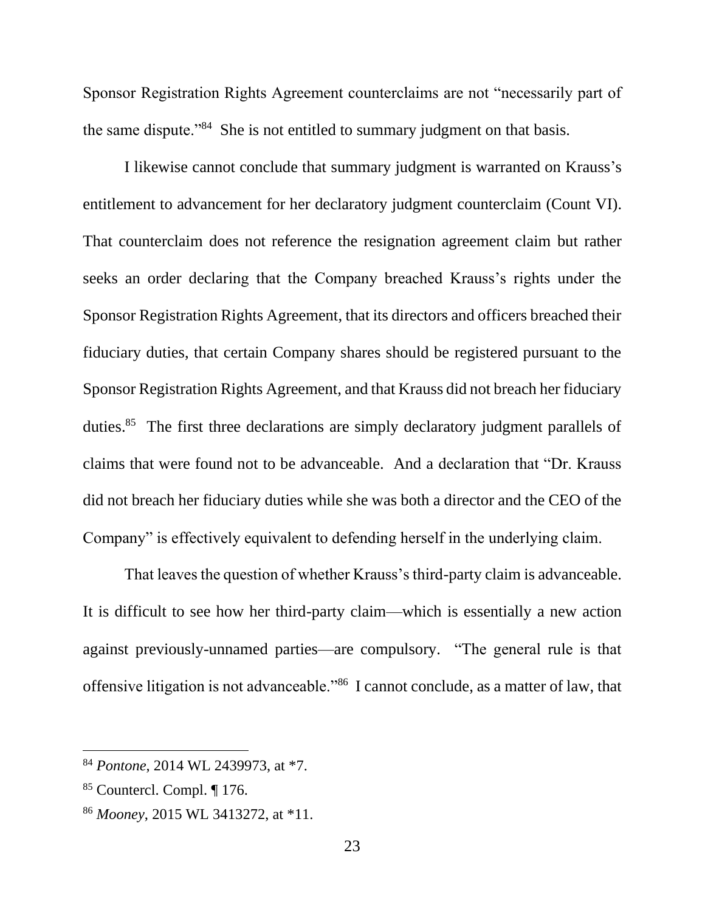Sponsor Registration Rights Agreement counterclaims are not "necessarily part of the same dispute."[84] She is not entitled to summary judgment on that basis.

I likewise cannot conclude that summary judgment is warranted on Krauss's entitlement to advancement for her declaratory judgment counterclaim (Count VI). That counterclaim does not reference the resignation agreement claim but rather seeks an order declaring that the Company breached Krauss's rights under the Sponsor Registration Rights Agreement, that its directors and officers breached their fiduciary duties, that certain Company shares should be registered pursuant to the Sponsor Registration Rights Agreement, and that Krauss did not breach her fiduciary duties.[85] The first three declarations are simply declaratory judgment parallels of claims that were found not to be advanceable. And a declaration that "Dr. Krauss did not breach her fiduciary duties while she was both a director and the CEO of the Company" is effectively equivalent to defending herself in the underlying claim.

That leaves the question of whether Krauss's third-party claim is advanceable. It is difficult to see how her third-party claim—which is essentially a new action against previously-unnamed parties—are compulsory. "The general rule is that offensive litigation is not advanceable."[86] I cannot conclude, as a matter of law, that

---

[84] *Pontone*, 2014 WL 2439973, at *7.

[85] Countercl. Compl. ¶ 176.

[86] *Mooney*, 2015 WL 3413272, at *11.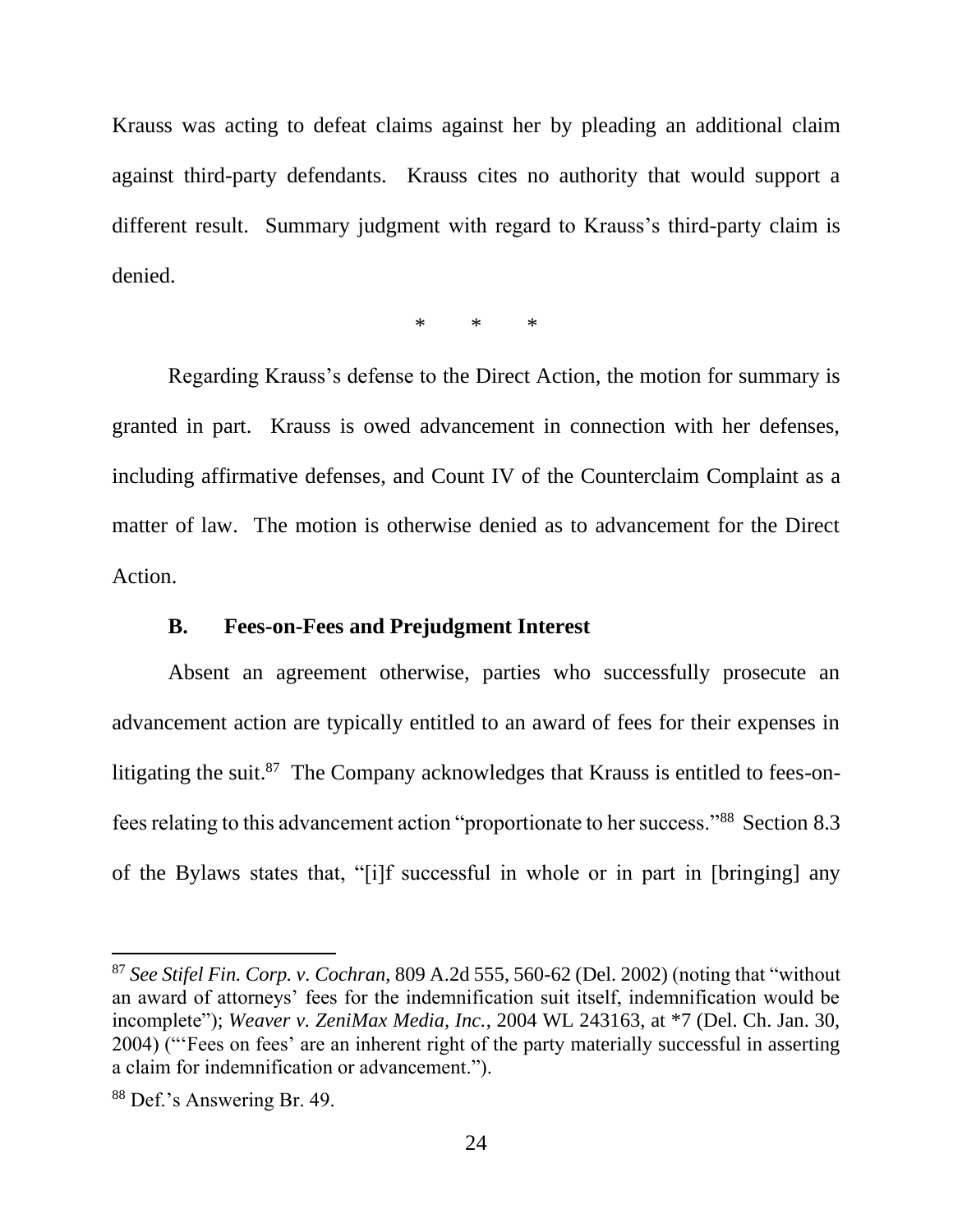Krauss was acting to defeat claims against her by pleading an additional claim against third-party defendants. Krauss cites no authority that would support a different result. Summary judgment with regard to Krauss's third-party claim is denied.

\* \* \*

Regarding Krauss's defense to the Direct Action, the motion for summary is granted in part. Krauss is owed advancement in connection with her defenses, including affirmative defenses, and Count IV of the Counterclaim Complaint as a matter of law. The motion is otherwise denied as to advancement for the Direct Action.

### B. Fees-on-Fees and Prejudgment Interest

Absent an agreement otherwise, parties who successfully prosecute an advancement action are typically entitled to an award of fees for their expenses in litigating the suit.[87] The Company acknowledges that Krauss is entitled to fees-on-fees relating to this advancement action "proportionate to her success."[88] Section 8.3 of the Bylaws states that, "[i]f successful in whole or in part in [bringing] any

---

[87] *See Stifel Fin. Corp. v. Cochran*, 809 A.2d 555, 560-62 (Del. 2002) (noting that "without an award of attorneys' fees for the indemnification suit itself, indemnification would be incomplete"); *Weaver v. ZeniMax Media, Inc.*, 2004 WL 243163, at *7 (Del. Ch. Jan. 30, 2004) ("'Fees on fees' are an inherent right of the party materially successful in asserting a claim for indemnification or advancement.").

[88] Def.'s Answering Br. 49.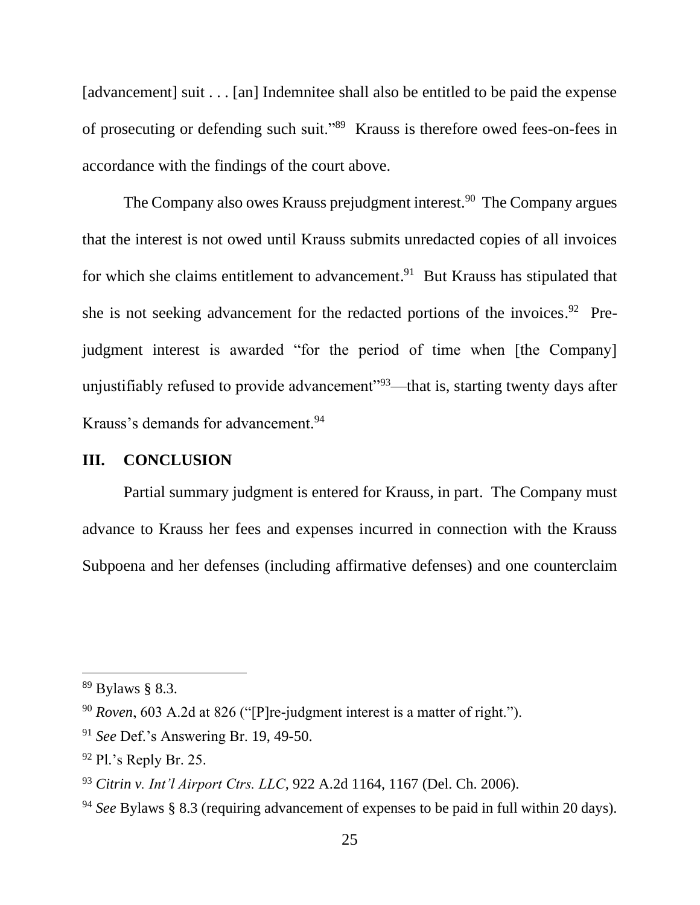[advancement] suit . . . [an] Indemnitee shall also be entitled to be paid the expense of prosecuting or defending such suit."[89] Krauss is therefore owed fees-on-fees in accordance with the findings of the court above.

The Company also owes Krauss prejudgment interest.[90] The Company argues that the interest is not owed until Krauss submits unredacted copies of all invoices for which she claims entitlement to advancement.[91] But Krauss has stipulated that she is not seeking advancement for the redacted portions of the invoices.[92] Pre-judgment interest is awarded "for the period of time when [the Company] unjustifiably refused to provide advancement"[93]—that is, starting twenty days after Krauss's demands for advancement.[94]

## III. CONCLUSION

Partial summary judgment is entered for Krauss, in part. The Company must advance to Krauss her fees and expenses incurred in connection with the Krauss Subpoena and her defenses (including affirmative defenses) and one counterclaim

---

[89] Bylaws § 8.3.

[90] *Roven*, 603 A.2d at 826 ("[P]re-judgment interest is a matter of right.").

[91] *See* Def.'s Answering Br. 19, 49-50.

[92] Pl.'s Reply Br. 25.

[93] *Citrin v. Int'l Airport Ctrs. LLC*, 922 A.2d 1164, 1167 (Del. Ch. 2006).

[94] *See* Bylaws § 8.3 (requiring advancement of expenses to be paid in full within 20 days).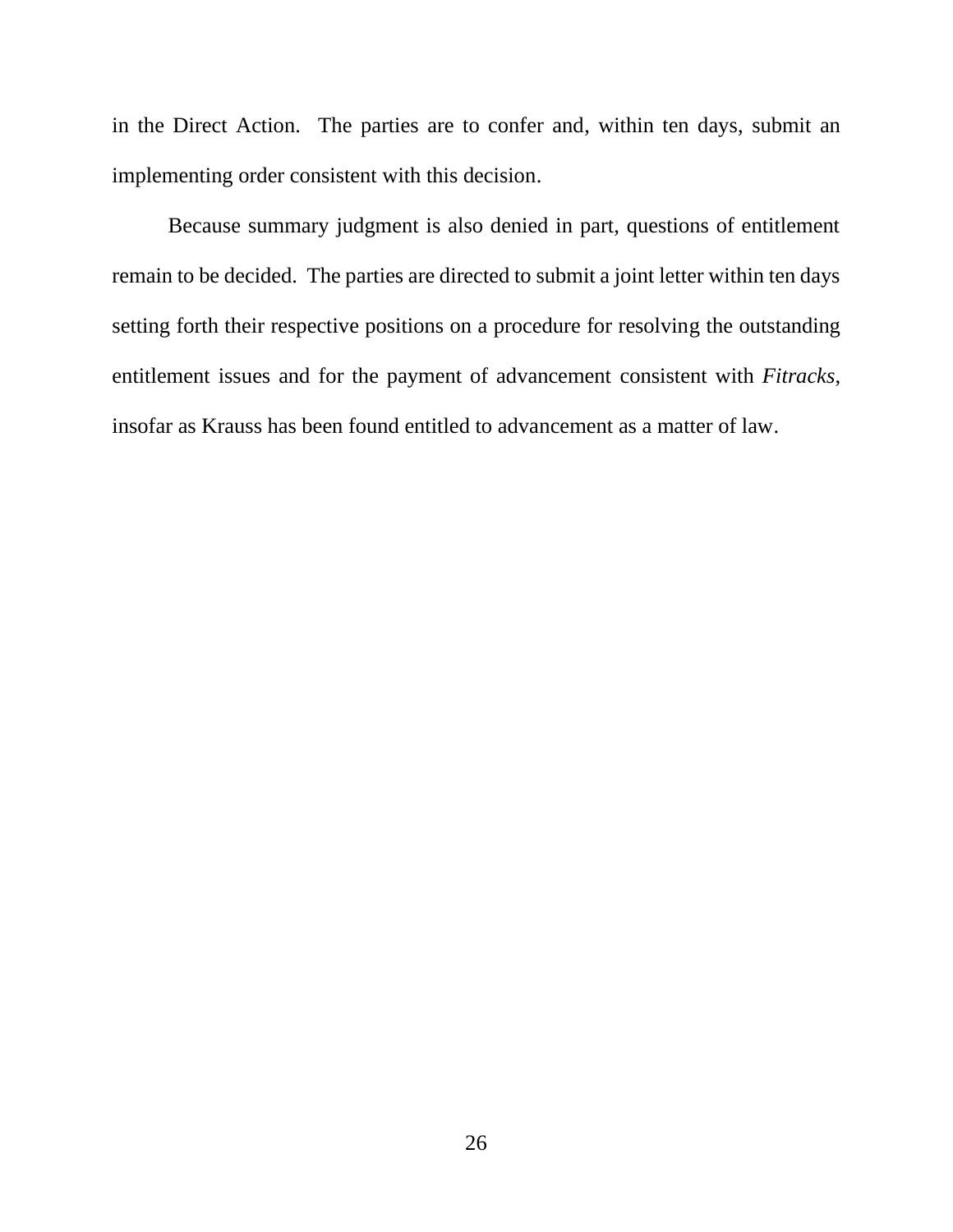in the Direct Action. The parties are to confer and, within ten days, submit an implementing order consistent with this decision.

Because summary judgment is also denied in part, questions of entitlement remain to be decided. The parties are directed to submit a joint letter within ten days setting forth their respective positions on a procedure for resolving the outstanding entitlement issues and for the payment of advancement consistent with *Fitracks*, insofar as Krauss has been found entitled to advancement as a matter of law.